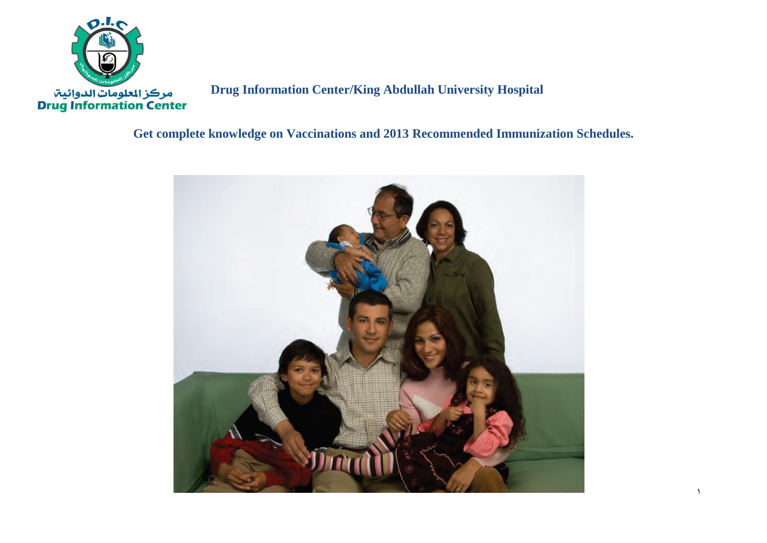مركز المعلومات الدوائية
Drug Information Center

**Drug Information Center/King Abdullah University Hospital**

## Get complete knowledge on Vaccinations and 2013 Recommended Immunization Schedules.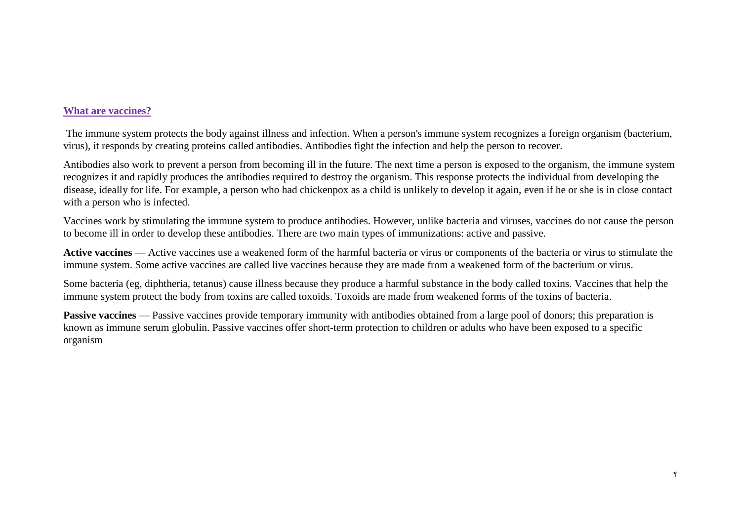## What are vaccines?

The immune system protects the body against illness and infection. When a person's immune system recognizes a foreign organism (bacterium, virus), it responds by creating proteins called antibodies. Antibodies fight the infection and help the person to recover.

Antibodies also work to prevent a person from becoming ill in the future. The next time a person is exposed to the organism, the immune system recognizes it and rapidly produces the antibodies required to destroy the organism. This response protects the individual from developing the disease, ideally for life. For example, a person who had chickenpox as a child is unlikely to develop it again, even if he or she is in close contact with a person who is infected.

Vaccines work by stimulating the immune system to produce antibodies. However, unlike bacteria and viruses, vaccines do not cause the person to become ill in order to develop these antibodies. There are two main types of immunizations: active and passive.

**Active vaccines** — Active vaccines use a weakened form of the harmful bacteria or virus or components of the bacteria or virus to stimulate the immune system. Some active vaccines are called live vaccines because they are made from a weakened form of the bacterium or virus.

Some bacteria (eg, diphtheria, tetanus) cause illness because they produce a harmful substance in the body called toxins. Vaccines that help the immune system protect the body from toxins are called toxoids. Toxoids are made from weakened forms of the toxins of bacteria.

**Passive vaccines** — Passive vaccines provide temporary immunity with antibodies obtained from a large pool of donors; this preparation is known as immune serum globulin. Passive vaccines offer short-term protection to children or adults who have been exposed to a specific organism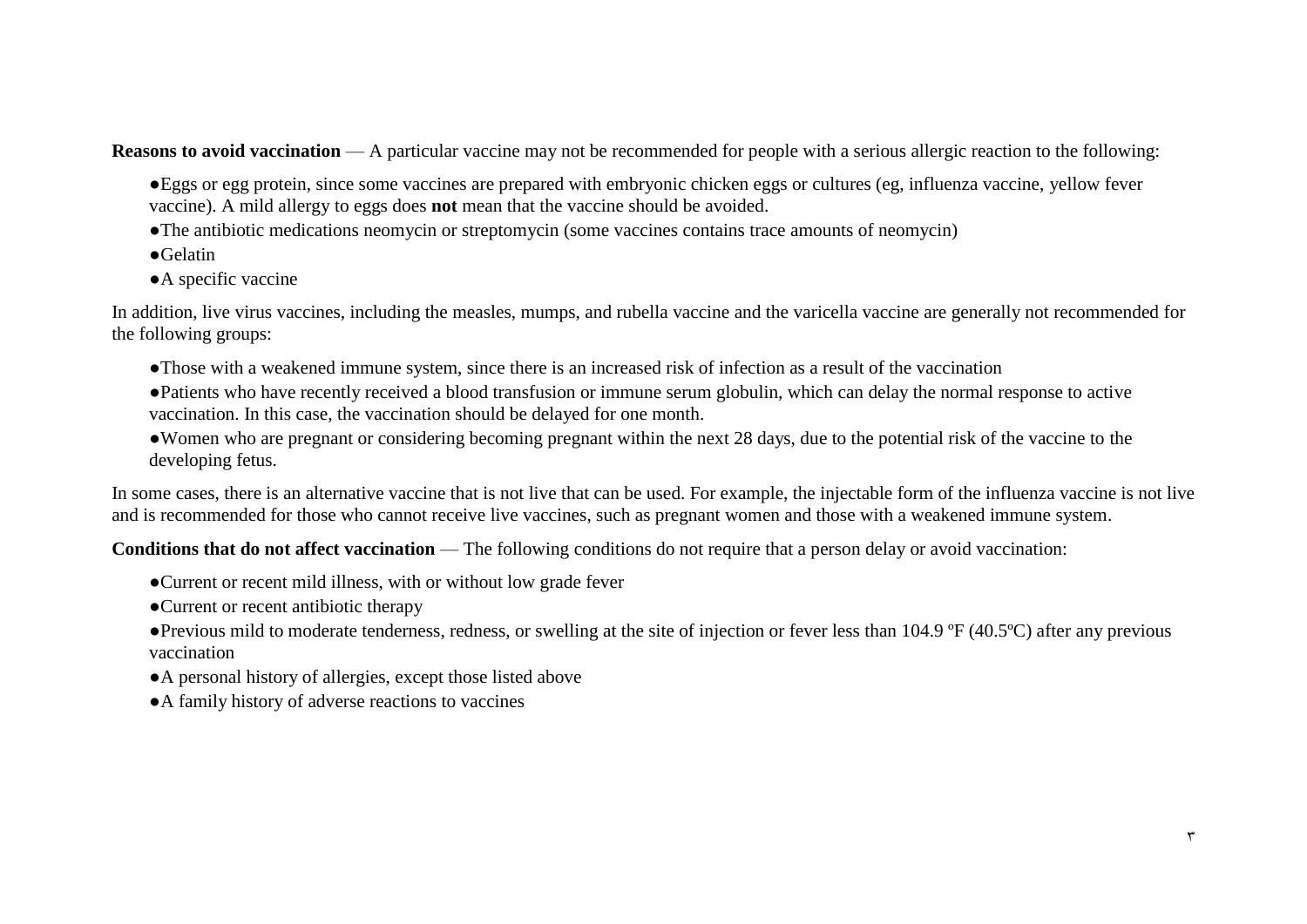**Reasons to avoid vaccination** — A particular vaccine may not be recommended for people with a serious allergic reaction to the following:

- Eggs or egg protein, since some vaccines are prepared with embryonic chicken eggs or cultures (eg, influenza vaccine, yellow fever vaccine). A mild allergy to eggs does **not** mean that the vaccine should be avoided.
- The antibiotic medications neomycin or streptomycin (some vaccines contains trace amounts of neomycin)
- Gelatin
- A specific vaccine

In addition, live virus vaccines, including the measles, mumps, and rubella vaccine and the varicella vaccine are generally not recommended for the following groups:

- Those with a weakened immune system, since there is an increased risk of infection as a result of the vaccination
- Patients who have recently received a blood transfusion or immune serum globulin, which can delay the normal response to active vaccination. In this case, the vaccination should be delayed for one month.
- Women who are pregnant or considering becoming pregnant within the next 28 days, due to the potential risk of the vaccine to the developing fetus.

In some cases, there is an alternative vaccine that is not live that can be used. For example, the injectable form of the influenza vaccine is not live and is recommended for those who cannot receive live vaccines, such as pregnant women and those with a weakened immune system.

**Conditions that do not affect vaccination** — The following conditions do not require that a person delay or avoid vaccination:

- Current or recent mild illness, with or without low grade fever
- Current or recent antibiotic therapy
- Previous mild to moderate tenderness, redness, or swelling at the site of injection or fever less than 104.9 ºF (40.5ºC) after any previous vaccination
- A personal history of allergies, except those listed above
- A family history of adverse reactions to vaccines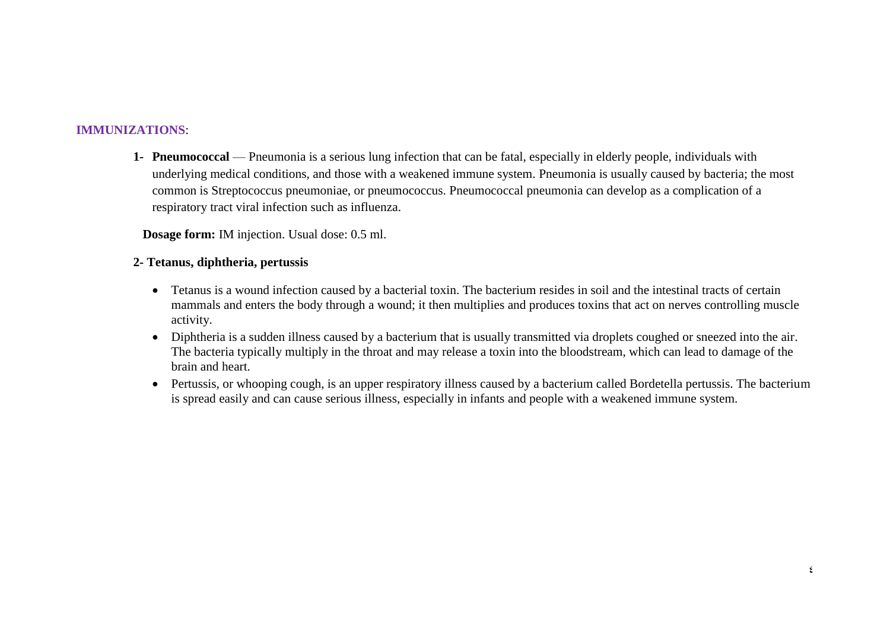**IMMUNIZATIONS**:

**1- Pneumococcal** — Pneumonia is a serious lung infection that can be fatal, especially in elderly people, individuals with underlying medical conditions, and those with a weakened immune system. Pneumonia is usually caused by bacteria; the most common is Streptococcus pneumoniae, or pneumococcus. Pneumococcal pneumonia can develop as a complication of a respiratory tract viral infection such as influenza.

**Dosage form:** IM injection. Usual dose: 0.5 ml.

**2- Tetanus, diphtheria, pertussis**

- Tetanus is a wound infection caused by a bacterial toxin. The bacterium resides in soil and the intestinal tracts of certain mammals and enters the body through a wound; it then multiplies and produces toxins that act on nerves controlling muscle activity.
- Diphtheria is a sudden illness caused by a bacterium that is usually transmitted via droplets coughed or sneezed into the air. The bacteria typically multiply in the throat and may release a toxin into the bloodstream, which can lead to damage of the brain and heart.
- Pertussis, or whooping cough, is an upper respiratory illness caused by a bacterium called Bordetella pertussis. The bacterium is spread easily and can cause serious illness, especially in infants and people with a weakened immune system.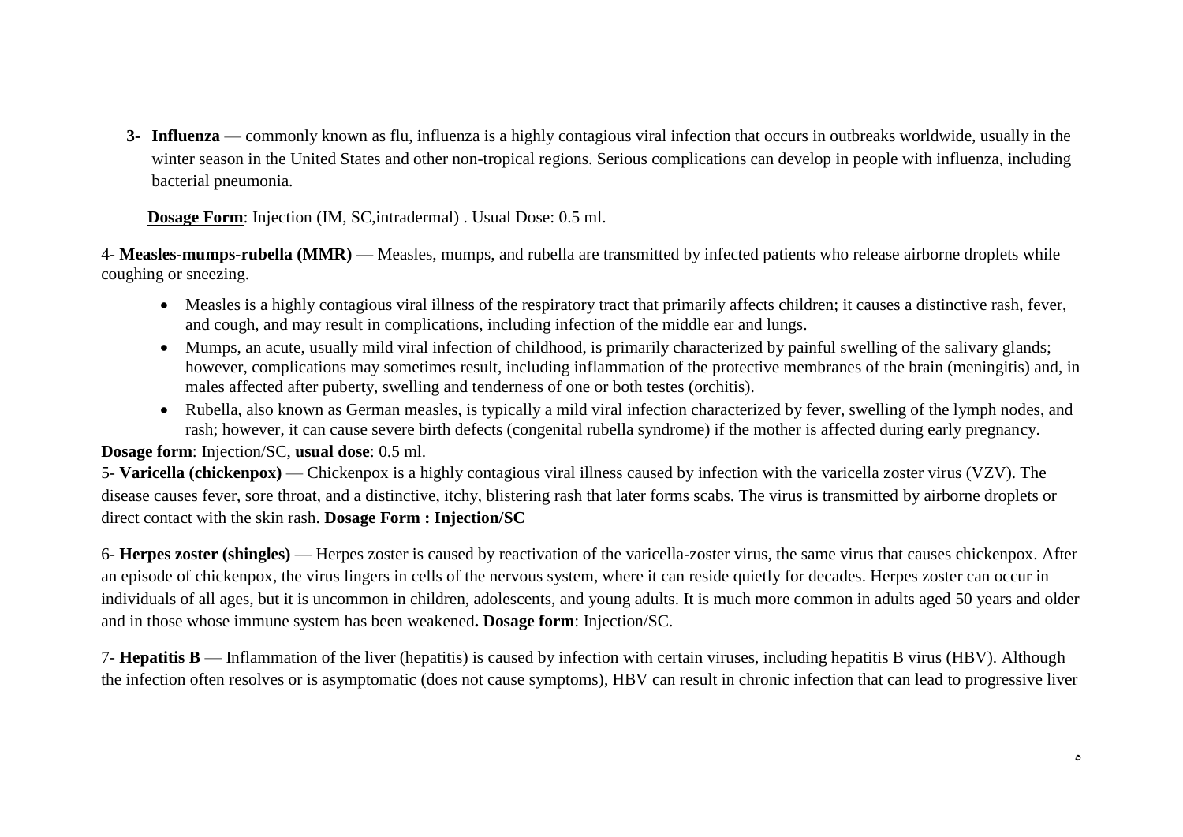3- **Influenza** — commonly known as flu, influenza is a highly contagious viral infection that occurs in outbreaks worldwide, usually in the winter season in the United States and other non-tropical regions. Serious complications can develop in people with influenza, including bacterial pneumonia.

**Dosage Form**: Injection (IM, SC,intradermal) . Usual Dose: 0.5 ml.

4- **Measles-mumps-rubella (MMR)** — Measles, mumps, and rubella are transmitted by infected patients who release airborne droplets while coughing or sneezing.

- Measles is a highly contagious viral illness of the respiratory tract that primarily affects children; it causes a distinctive rash, fever, and cough, and may result in complications, including infection of the middle ear and lungs.
- Mumps, an acute, usually mild viral infection of childhood, is primarily characterized by painful swelling of the salivary glands; however, complications may sometimes result, including inflammation of the protective membranes of the brain (meningitis) and, in males affected after puberty, swelling and tenderness of one or both testes (orchitis).
- Rubella, also known as German measles, is typically a mild viral infection characterized by fever, swelling of the lymph nodes, and rash; however, it can cause severe birth defects (congenital rubella syndrome) if the mother is affected during early pregnancy.

**Dosage form**: Injection/SC, **usual dose**: 0.5 ml.

5- **Varicella (chickenpox)** — Chickenpox is a highly contagious viral illness caused by infection with the varicella zoster virus (VZV). The disease causes fever, sore throat, and a distinctive, itchy, blistering rash that later forms scabs. The virus is transmitted by airborne droplets or direct contact with the skin rash. **Dosage Form : Injection/SC**

6- **Herpes zoster (shingles)** — Herpes zoster is caused by reactivation of the varicella-zoster virus, the same virus that causes chickenpox. After an episode of chickenpox, the virus lingers in cells of the nervous system, where it can reside quietly for decades. Herpes zoster can occur in individuals of all ages, but it is uncommon in children, adolescents, and young adults. It is much more common in adults aged 50 years and older and in those whose immune system has been weakened**. Dosage form**: Injection/SC.

7- **Hepatitis B** — Inflammation of the liver (hepatitis) is caused by infection with certain viruses, including hepatitis B virus (HBV). Although the infection often resolves or is asymptomatic (does not cause symptoms), HBV can result in chronic infection that can lead to progressive liver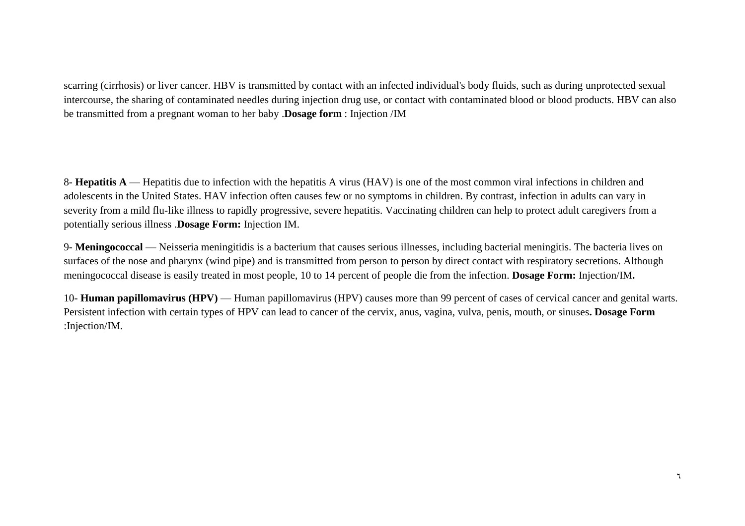scarring (cirrhosis) or liver cancer. HBV is transmitted by contact with an infected individual's body fluids, such as during unprotected sexual intercourse, the sharing of contaminated needles during injection drug use, or contact with contaminated blood or blood products. HBV can also be transmitted from a pregnant woman to her baby .**Dosage form** : Injection /IM

8- **Hepatitis A** — Hepatitis due to infection with the hepatitis A virus (HAV) is one of the most common viral infections in children and adolescents in the United States. HAV infection often causes few or no symptoms in children. By contrast, infection in adults can vary in severity from a mild flu-like illness to rapidly progressive, severe hepatitis. Vaccinating children can help to protect adult caregivers from a potentially serious illness .**Dosage Form:** Injection IM.

9- **Meningococcal** — Neisseria meningitidis is a bacterium that causes serious illnesses, including bacterial meningitis. The bacteria lives on surfaces of the nose and pharynx (wind pipe) and is transmitted from person to person by direct contact with respiratory secretions. Although meningococcal disease is easily treated in most people, 10 to 14 percent of people die from the infection. **Dosage Form:** Injection/IM**.**

10- **Human papillomavirus (HPV)** — Human papillomavirus (HPV) causes more than 99 percent of cases of cervical cancer and genital warts. Persistent infection with certain types of HPV can lead to cancer of the cervix, anus, vagina, vulva, penis, mouth, or sinuses**. Dosage Form** :Injection/IM.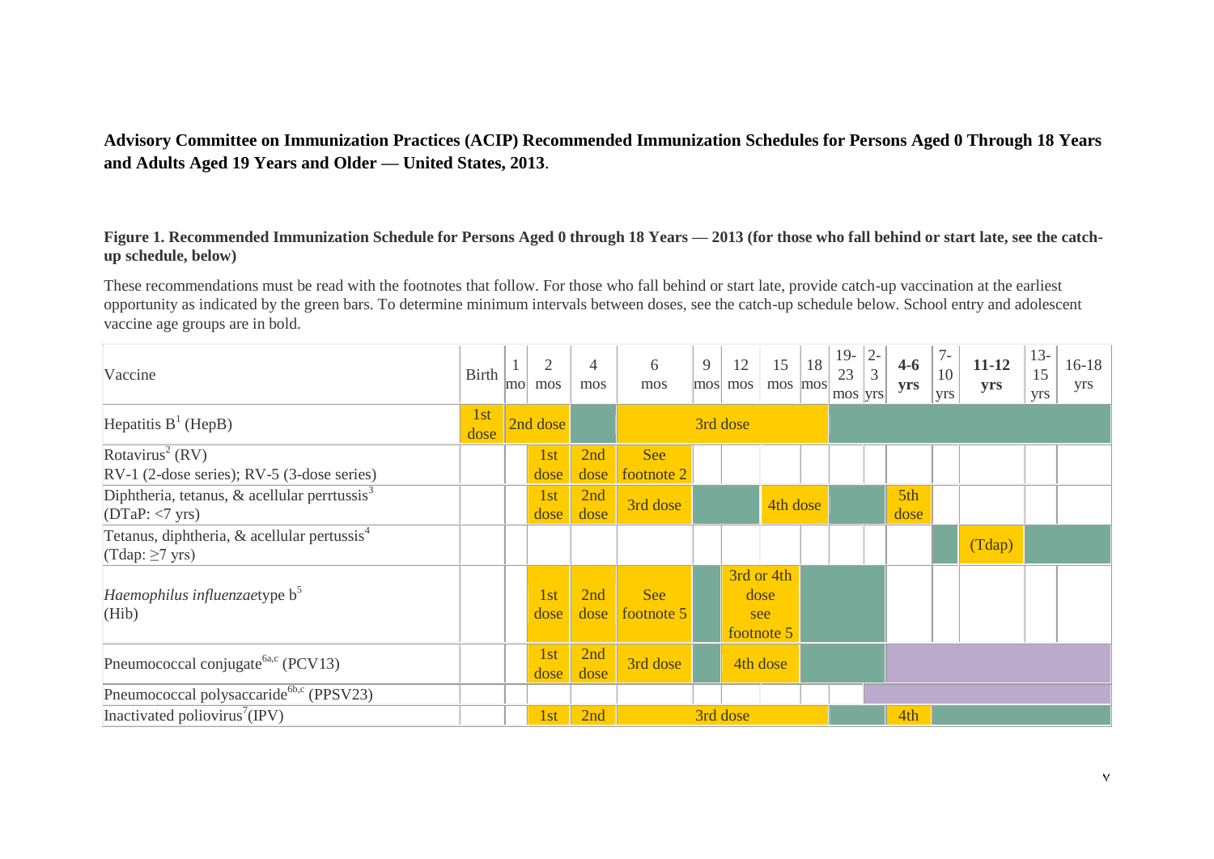**Advisory Committee on Immunization Practices (ACIP) Recommended Immunization Schedules for Persons Aged 0 Through 18 Years and Adults Aged 19 Years and Older — United States, 2013**.

**Figure 1. Recommended Immunization Schedule for Persons Aged 0 through 18 Years — 2013 (for those who fall behind or start late, see the catch-up schedule, below)**

These recommendations must be read with the footnotes that follow. For those who fall behind or start late, provide catch-up vaccination at the earliest opportunity as indicated by the green bars. To determine minimum intervals between doses, see the catch-up schedule below. School entry and adolescent vaccine age groups are in bold.

| Vaccine | Birth | 1 mo | 2 mos | 4 mos | 6 mos | 9 mos | 12 mos | 15 mos | 18 mos | 19-23 mos | 2-3 yrs | **4-6 yrs** | 7-10 yrs | **11-12 yrs** | 13-15 yrs | 16-18 yrs |
|---|---|---|---|---|---|---|---|---|---|---|---|---|---|---|---|---|
| Hepatitis B[1] (HepB) | 1st dose | 2nd dose | | | 3rd dose | | | | | | | | | | | |
| Rotavirus[2] (RV) RV-1 (2-dose series); RV-5 (3-dose series) | | | 1st dose | 2nd dose | See footnote 2 | | | | | | | | | | | |
| Diphtheria, tetanus, & acellular perrtussis[3] (DTaP: <7 yrs) | | | 1st dose | 2nd dose | 3rd dose | | | 4th dose | | | | 5th dose | | | | |
| Tetanus, diphtheria, & acellular pertussis[4] (Tdap: ≥7 yrs) | | | | | | | | | | | | | | (Tdap) | | |
| *Haemophilus influenzae*type b[5] (Hib) | | | 1st dose | 2nd dose | See footnote 5 | | 3rd or 4th dose see footnote 5 | | | | | | | | | |
| Pneumococcal conjugate[6a,c] (PCV13) | | | 1st dose | 2nd dose | 3rd dose | | 4th dose | | | | | | | | | |
| Pneumococcal polysaccaride[6b,c] (PPSV23) | | | | | | | | | | | | | | | | |
| Inactivated poliovirus[7](IPV) | | | 1st | 2nd | 3rd dose | | | | | | | 4th | | | | |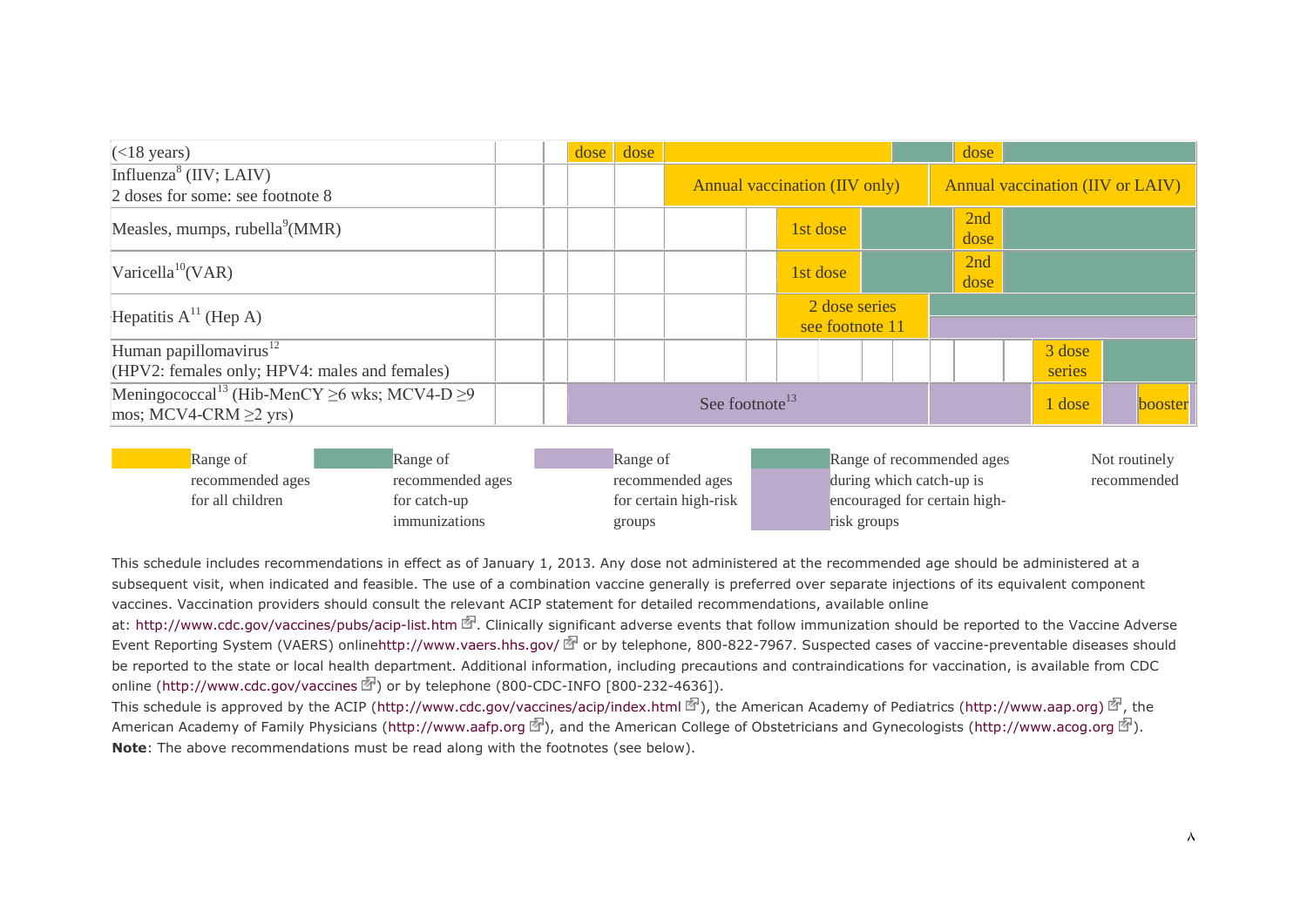| (<18 years) | | | dose | dose | | | | | | dose | |
|---|---|---|---|---|---|---|---|---|---|---|---|
| Influenza[8] (IIV; LAIV) 2 doses for some: see footnote 8 | | | | | Annual vaccination (IIV only) | | | | Annual vaccination (IIV or LAIV) | | |
| Measles, mumps, rubella[9](MMR) | | | | | | | 1st dose | | | 2nd dose | |
| Varicella[10](VAR) | | | | | | | 1st dose | | | 2nd dose | |
| Hepatitis A[11] (Hep A) | | | | | | | 2 dose series see footnote 11 | | | | |
| Human papillomavirus[12] (HPV2: females only; HPV4: males and females) | | | | | | | | | | 3 dose series | |
| Meningococcal[13] (Hib-MenCY ≥6 wks; MCV4-D ≥9 mos; MCV4-CRM ≥2 yrs) | | | See footnote[13] | | | | | | | 1 dose | booster |

Range of recommended ages for all children

Range of recommended ages for catch-up immunizations

Range of recommended ages for certain high-risk groups

Range of recommended ages during which catch-up is encouraged for certain high-risk groups

Not routinely recommended

This schedule includes recommendations in effect as of January 1, 2013. Any dose not administered at the recommended age should be administered at a subsequent visit, when indicated and feasible. The use of a combination vaccine generally is preferred over separate injections of its equivalent component vaccines. Vaccination providers should consult the relevant ACIP statement for detailed recommendations, available online at: http://www.cdc.gov/vaccines/pubs/acip-list.htm. Clinically significant adverse events that follow immunization should be reported to the Vaccine Adverse Event Reporting System (VAERS) onlinehttp://www.vaers.hhs.gov/ or by telephone, 800-822-7967. Suspected cases of vaccine-preventable diseases should be reported to the state or local health department. Additional information, including precautions and contraindications for vaccination, is available from CDC online (http://www.cdc.gov/vaccines) or by telephone (800-CDC-INFO [800-232-4636]).

This schedule is approved by the ACIP (http://www.cdc.gov/vaccines/acip/index.html), the American Academy of Pediatrics (http://www.aap.org), the American Academy of Family Physicians (http://www.aafp.org), and the American College of Obstetricians and Gynecologists (http://www.acog.org).

**Note**: The above recommendations must be read along with the footnotes (see below).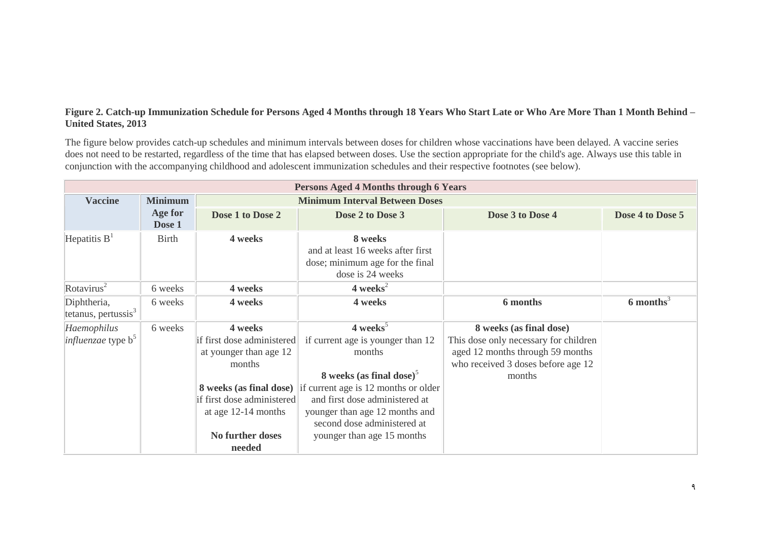**Figure 2. Catch-up Immunization Schedule for Persons Aged 4 Months through 18 Years Who Start Late or Who Are More Than 1 Month Behind – United States, 2013**

The figure below provides catch-up schedules and minimum intervals between doses for children whose vaccinations have been delayed. A vaccine series does not need to be restarted, regardless of the time that has elapsed between doses. Use the section appropriate for the child's age. Always use this table in conjunction with the accompanying childhood and adolescent immunization schedules and their respective footnotes (see below).

| Persons Aged 4 Months through 6 Years | | | | | |
|---|---|---|---|---|---|
| **Vaccine** | **Minimum Age for Dose 1** | **Minimum Interval Between Doses** | | | |
| | | **Dose 1 to Dose 2** | **Dose 2 to Dose 3** | **Dose 3 to Dose 4** | **Dose 4 to Dose 5** |
| Hepatitis B[1] | Birth | **4 weeks** | **8 weeks** and at least 16 weeks after first dose; minimum age for the final dose is 24 weeks | | |
| Rotavirus[2] | 6 weeks | **4 weeks** | **4 weeks**[2] | | |
| Diphtheria, tetanus, pertussis[3] | 6 weeks | **4 weeks** | **4 weeks** | **6 months** | **6 months**[3] |
| *Haemophilus influenzae* type b[5] | 6 weeks | **4 weeks** if first dose administered at younger than age 12 months<br><br>**8 weeks (as final dose)** if first dose administered at age 12-14 months<br><br>**No further doses needed** | **4 weeks**[5] if current age is younger than 12 months<br><br>**8 weeks (as final dose)**[5] if current age is 12 months or older and first dose administered at younger than age 12 months and second dose administered at younger than age 15 months | **8 weeks (as final dose)** This dose only necessary for children aged 12 months through 59 months who received 3 doses before age 12 months | |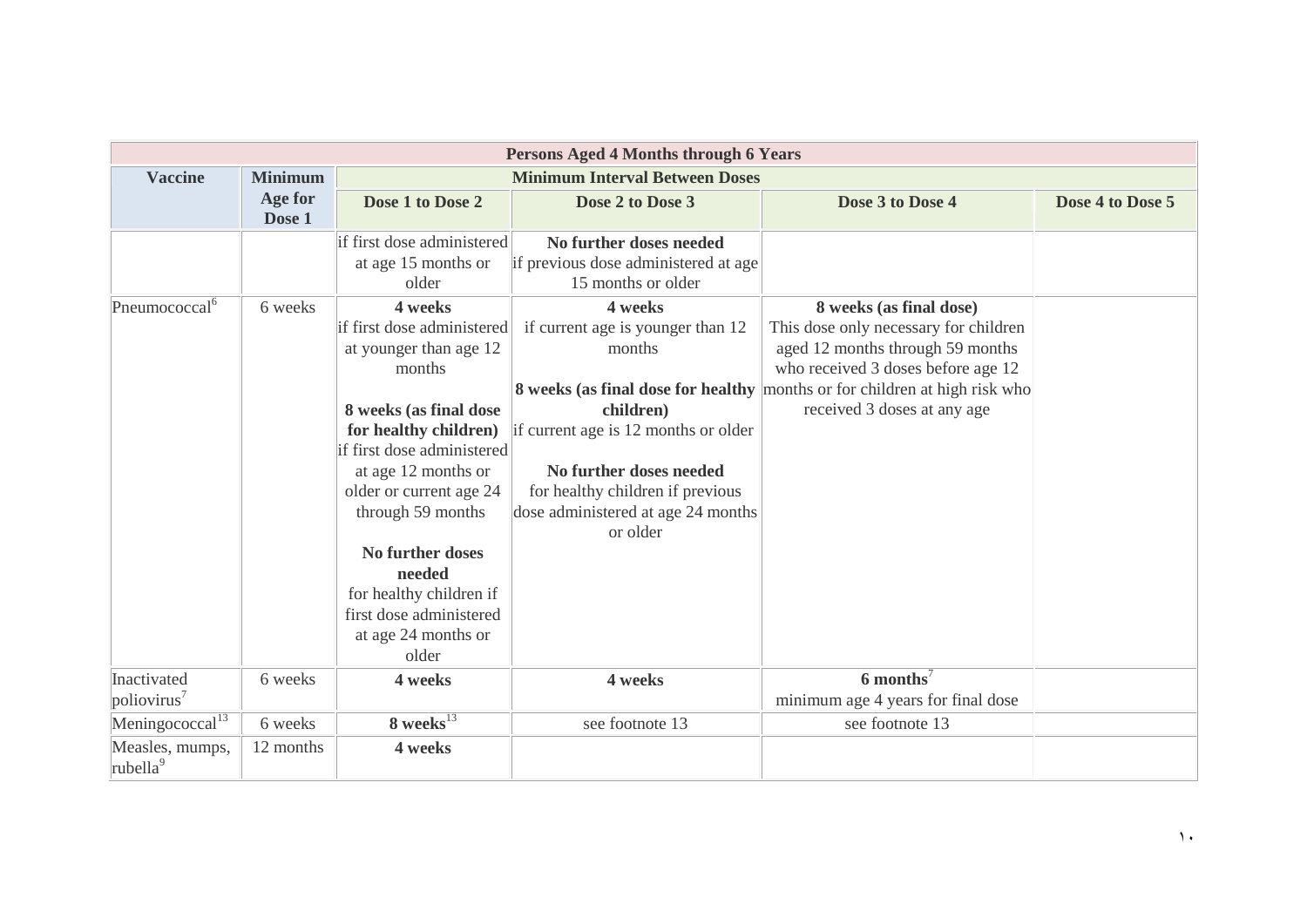| Persons Aged 4 Months through 6 Years | | | | | |
|---|---|---|---|---|---|
| **Vaccine** | **Minimum Age for Dose 1** | **Minimum Interval Between Doses** | | | |
| | | **Dose 1 to Dose 2** | **Dose 2 to Dose 3** | **Dose 3 to Dose 4** | **Dose 4 to Dose 5** |
| | | if first dose administered at age 15 months or older | **No further doses needed** if previous dose administered at age 15 months or older | | |
| Pneumococcal[6] | 6 weeks | **4 weeks** if first dose administered at younger than age 12 months<br><br>**8 weeks (as final dose for healthy children)** if first dose administered at age 12 months or older or current age 24 through 59 months<br><br>**No further doses needed** for healthy children if first dose administered at age 24 months or older | **4 weeks** if current age is younger than 12 months<br><br>**8 weeks (as final dose for healthy children)** if current age is 12 months or older<br><br>**No further doses needed** for healthy children if previous dose administered at age 24 months or older | **8 weeks (as final dose)** This dose only necessary for children aged 12 months through 59 months who received 3 doses before age 12 months or for children at high risk who received 3 doses at any age | |
| Inactivated poliovirus[7] | 6 weeks | **4 weeks** | **4 weeks** | **6 months**[7] minimum age 4 years for final dose | |
| Meningococcal[13] | 6 weeks | **8 weeks**[13] | see footnote 13 | see footnote 13 | |
| Measles, mumps, rubella[9] | 12 months | **4 weeks** | | | |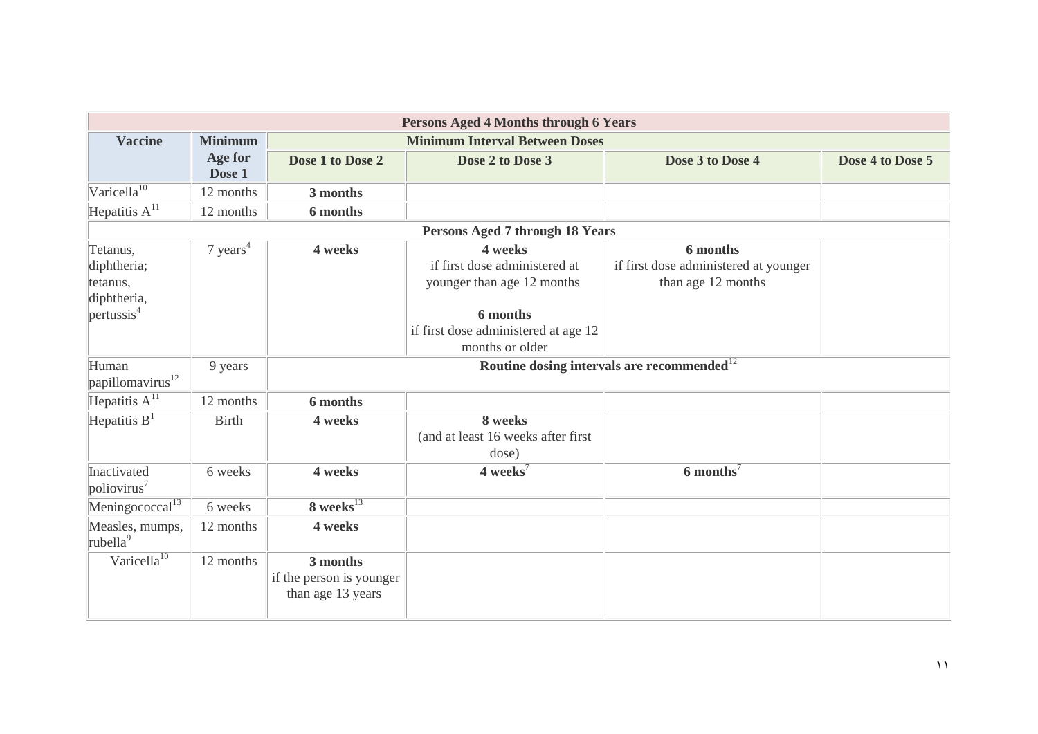| Persons Aged 4 Months through 6 Years | | | | | |
|---|---|---|---|---|---|
| **Vaccine** | **Minimum Age for Dose 1** | **Minimum Interval Between Doses** | | | |
| | | **Dose 1 to Dose 2** | **Dose 2 to Dose 3** | **Dose 3 to Dose 4** | **Dose 4 to Dose 5** |
| Varicella[10] | 12 months | **3 months** | | | |
| Hepatitis A[11] | 12 months | **6 months** | | | |
| **Persons Aged 7 through 18 Years** | | | | | |
| Tetanus, diphtheria; tetanus, diphtheria, pertussis[4] | 7 years[4] | **4 weeks** | **4 weeks** if first dose administered at younger than age 12 months<br><br>**6 months** if first dose administered at age 12 months or older | **6 months** if first dose administered at younger than age 12 months | |
| Human papillomavirus[12] | 9 years | **Routine dosing intervals are recommended**[12] | | | |
| Hepatitis A[11] | 12 months | **6 months** | | | |
| Hepatitis B[1] | Birth | **4 weeks** | **8 weeks** (and at least 16 weeks after first dose) | | |
| Inactivated poliovirus[7] | 6 weeks | **4 weeks** | **4 weeks**[7] | **6 months**[7] | |
| Meningococcal[13] | 6 weeks | **8 weeks**[13] | | | |
| Measles, mumps, rubella[9] | 12 months | **4 weeks** | | | |
| Varicella[10] | 12 months | **3 months** if the person is younger than age 13 years | | | |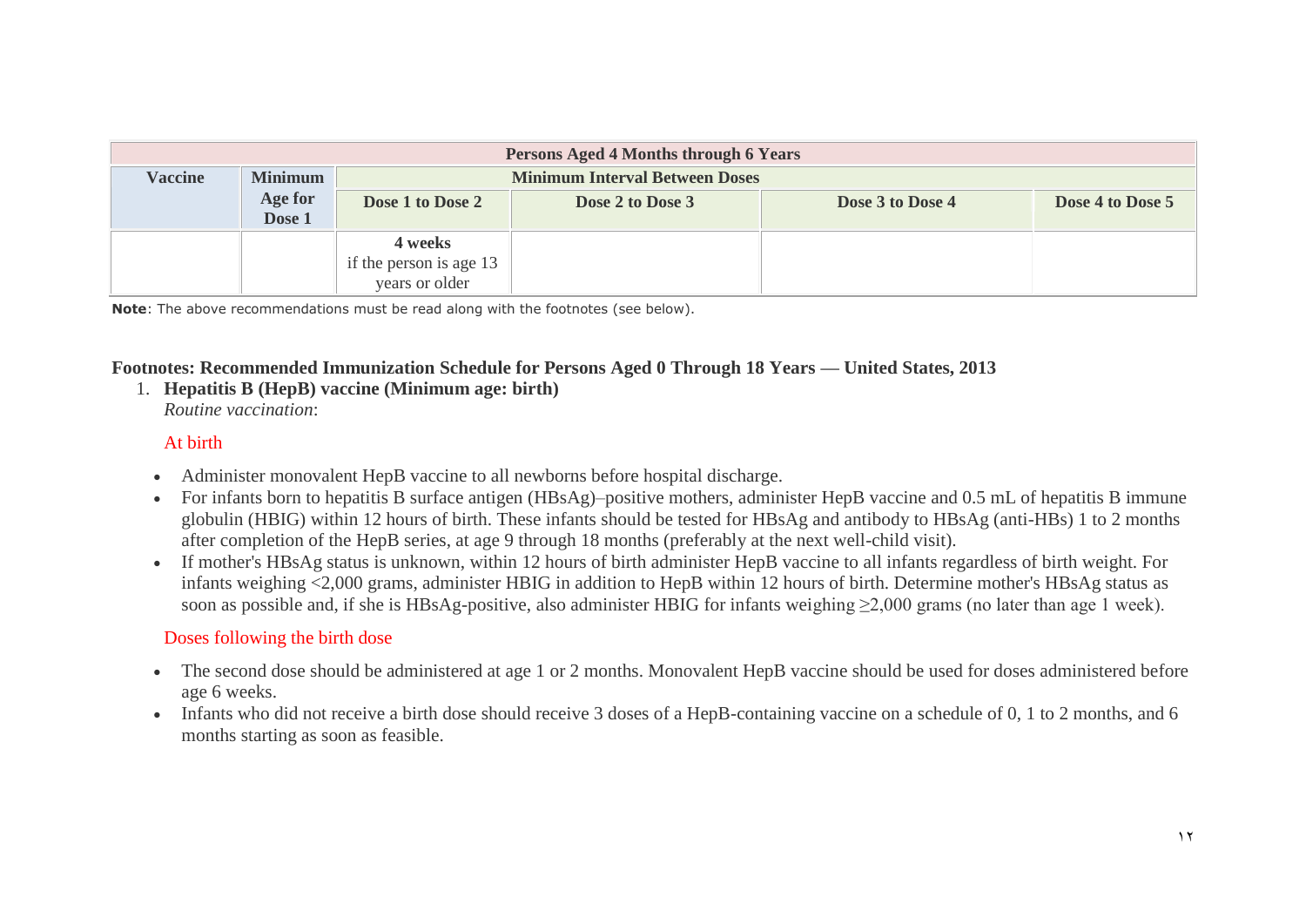| Persons Aged 4 Months through 6 Years | | | | | |
|---|---|---|---|---|---|
| Vaccine | Minimum Age for Dose 1 | Minimum Interval Between Doses | | | |
| | | Dose 1 to Dose 2 | Dose 2 to Dose 3 | Dose 3 to Dose 4 | Dose 4 to Dose 5 |
| | | **4 weeks** if the person is age 13 years or older | | | |

**Note**: The above recommendations must be read along with the footnotes (see below).

**Footnotes: Recommended Immunization Schedule for Persons Aged 0 Through 18 Years — United States, 2013**

1. **Hepatitis B (HepB) vaccine (Minimum age: birth)**
   *Routine vaccination*:

   At birth

- Administer monovalent HepB vaccine to all newborns before hospital discharge.
- For infants born to hepatitis B surface antigen (HBsAg)–positive mothers, administer HepB vaccine and 0.5 mL of hepatitis B immune globulin (HBIG) within 12 hours of birth. These infants should be tested for HBsAg and antibody to HBsAg (anti-HBs) 1 to 2 months after completion of the HepB series, at age 9 through 18 months (preferably at the next well-child visit).
- If mother's HBsAg status is unknown, within 12 hours of birth administer HepB vaccine to all infants regardless of birth weight. For infants weighing <2,000 grams, administer HBIG in addition to HepB within 12 hours of birth. Determine mother's HBsAg status as soon as possible and, if she is HBsAg-positive, also administer HBIG for infants weighing ≥2,000 grams (no later than age 1 week).

   Doses following the birth dose

- The second dose should be administered at age 1 or 2 months. Monovalent HepB vaccine should be used for doses administered before age 6 weeks.
- Infants who did not receive a birth dose should receive 3 doses of a HepB-containing vaccine on a schedule of 0, 1 to 2 months, and 6 months starting as soon as feasible.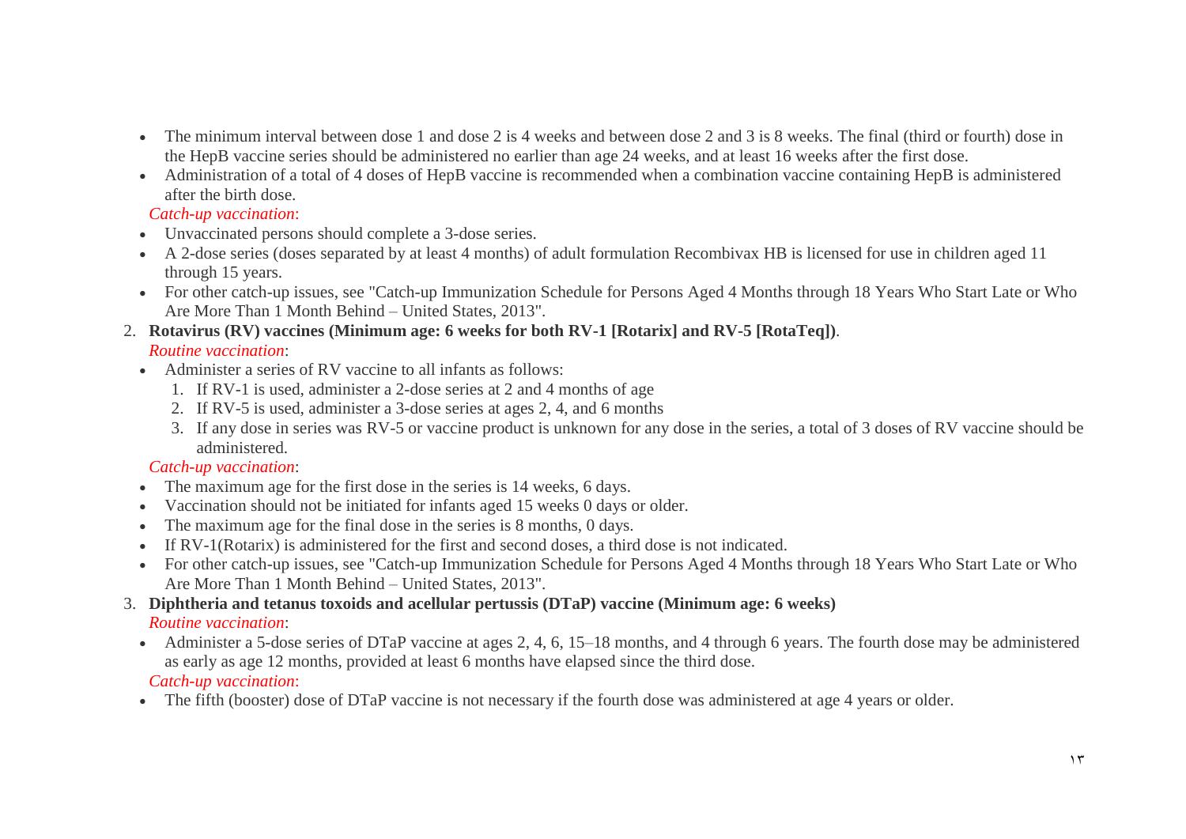- The minimum interval between dose 1 and dose 2 is 4 weeks and between dose 2 and 3 is 8 weeks. The final (third or fourth) dose in the HepB vaccine series should be administered no earlier than age 24 weeks, and at least 16 weeks after the first dose.
- Administration of a total of 4 doses of HepB vaccine is recommended when a combination vaccine containing HepB is administered after the birth dose.

*Catch-up vaccination*:

- Unvaccinated persons should complete a 3-dose series.
- A 2-dose series (doses separated by at least 4 months) of adult formulation Recombivax HB is licensed for use in children aged 11 through 15 years.
- For other catch-up issues, see "Catch-up Immunization Schedule for Persons Aged 4 Months through 18 Years Who Start Late or Who Are More Than 1 Month Behind – United States, 2013".

2. **Rotavirus (RV) vaccines (Minimum age: 6 weeks for both RV-1 [Rotarix] and RV-5 [RotaTeq])**.

*Routine vaccination*:

- Administer a series of RV vaccine to all infants as follows:
  1. If RV-1 is used, administer a 2-dose series at 2 and 4 months of age
  2. If RV-5 is used, administer a 3-dose series at ages 2, 4, and 6 months
  3. If any dose in series was RV-5 or vaccine product is unknown for any dose in the series, a total of 3 doses of RV vaccine should be administered.

*Catch-up vaccination*:

- The maximum age for the first dose in the series is 14 weeks, 6 days.
- Vaccination should not be initiated for infants aged 15 weeks 0 days or older.
- The maximum age for the final dose in the series is 8 months, 0 days.
- If RV-1(Rotarix) is administered for the first and second doses, a third dose is not indicated.
- For other catch-up issues, see "Catch-up Immunization Schedule for Persons Aged 4 Months through 18 Years Who Start Late or Who Are More Than 1 Month Behind – United States, 2013".

3. **Diphtheria and tetanus toxoids and acellular pertussis (DTaP) vaccine (Minimum age: 6 weeks)**

*Routine vaccination*:

- Administer a 5-dose series of DTaP vaccine at ages 2, 4, 6, 15–18 months, and 4 through 6 years. The fourth dose may be administered as early as age 12 months, provided at least 6 months have elapsed since the third dose.

*Catch-up vaccination*:

- The fifth (booster) dose of DTaP vaccine is not necessary if the fourth dose was administered at age 4 years or older.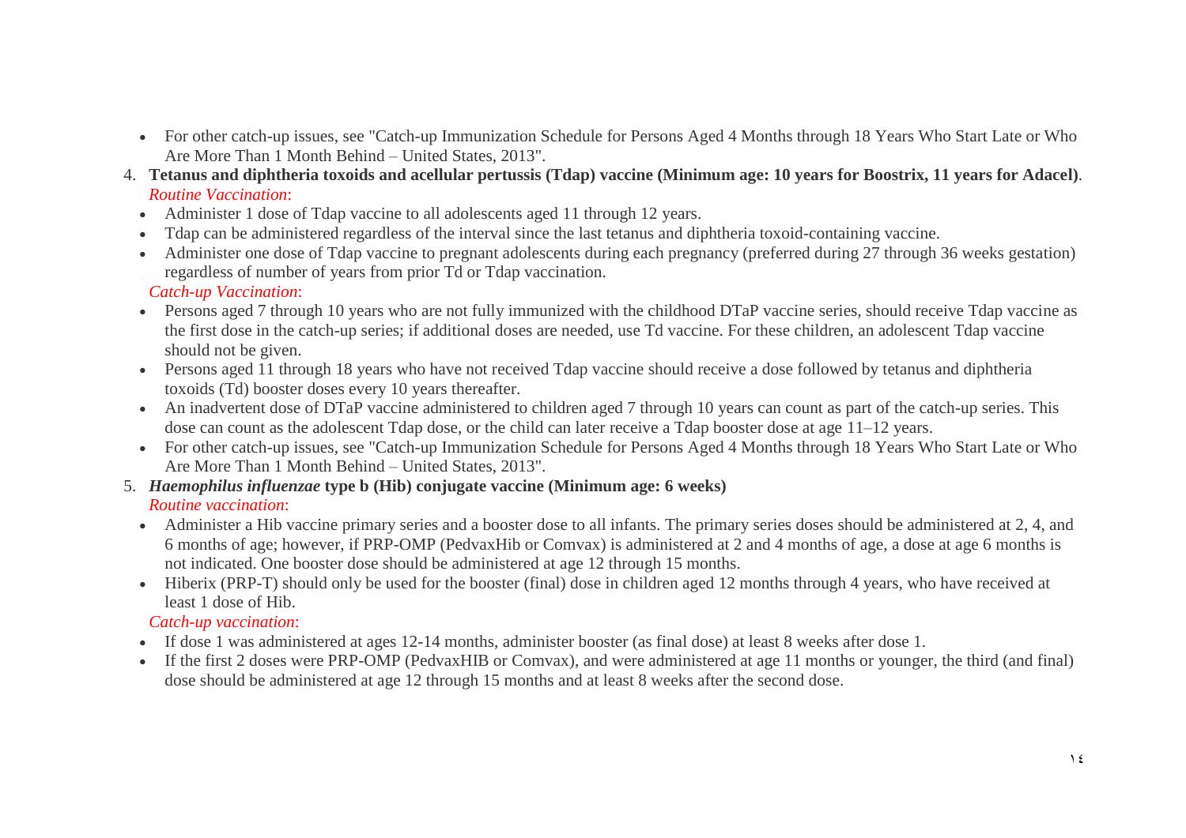- For other catch-up issues, see "Catch-up Immunization Schedule for Persons Aged 4 Months through 18 Years Who Start Late or Who Are More Than 1 Month Behind – United States, 2013".

4. **Tetanus and diphtheria toxoids and acellular pertussis (Tdap) vaccine (Minimum age: 10 years for Boostrix, 11 years for Adacel)**.

   *Routine Vaccination*:

   - Administer 1 dose of Tdap vaccine to all adolescents aged 11 through 12 years.
   - Tdap can be administered regardless of the interval since the last tetanus and diphtheria toxoid-containing vaccine.
   - Administer one dose of Tdap vaccine to pregnant adolescents during each pregnancy (preferred during 27 through 36 weeks gestation) regardless of number of years from prior Td or Tdap vaccination.

   *Catch-up Vaccination*:

   - Persons aged 7 through 10 years who are not fully immunized with the childhood DTaP vaccine series, should receive Tdap vaccine as the first dose in the catch-up series; if additional doses are needed, use Td vaccine. For these children, an adolescent Tdap vaccine should not be given.
   - Persons aged 11 through 18 years who have not received Tdap vaccine should receive a dose followed by tetanus and diphtheria toxoids (Td) booster doses every 10 years thereafter.
   - An inadvertent dose of DTaP vaccine administered to children aged 7 through 10 years can count as part of the catch-up series. This dose can count as the adolescent Tdap dose, or the child can later receive a Tdap booster dose at age 11–12 years.
   - For other catch-up issues, see "Catch-up Immunization Schedule for Persons Aged 4 Months through 18 Years Who Start Late or Who Are More Than 1 Month Behind – United States, 2013".

5. ***Haemophilus influenzae* type b (Hib) conjugate vaccine (Minimum age: 6 weeks)**

   *Routine vaccination*:

   - Administer a Hib vaccine primary series and a booster dose to all infants. The primary series doses should be administered at 2, 4, and 6 months of age; however, if PRP-OMP (PedvaxHib or Comvax) is administered at 2 and 4 months of age, a dose at age 6 months is not indicated. One booster dose should be administered at age 12 through 15 months.
   - Hiberix (PRP-T) should only be used for the booster (final) dose in children aged 12 months through 4 years, who have received at least 1 dose of Hib.

   *Catch-up vaccination*:

   - If dose 1 was administered at ages 12-14 months, administer booster (as final dose) at least 8 weeks after dose 1.
   - If the first 2 doses were PRP-OMP (PedvaxHIB or Comvax), and were administered at age 11 months or younger, the third (and final) dose should be administered at age 12 through 15 months and at least 8 weeks after the second dose.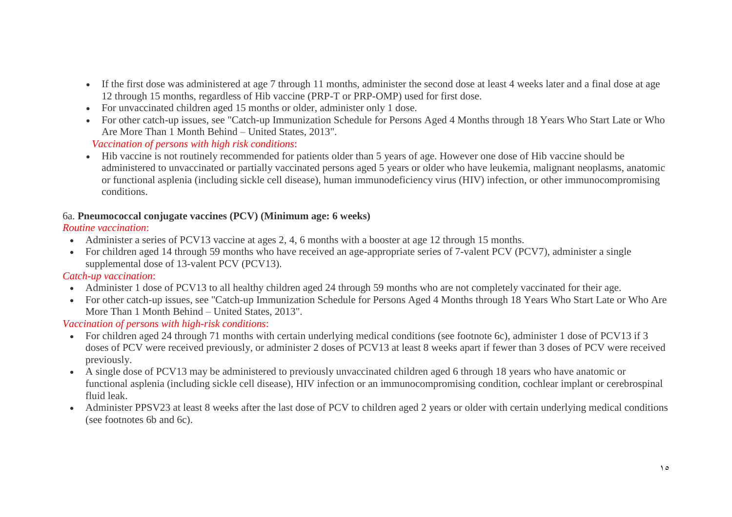- If the first dose was administered at age 7 through 11 months, administer the second dose at least 4 weeks later and a final dose at age 12 through 15 months, regardless of Hib vaccine (PRP-T or PRP-OMP) used for first dose.
- For unvaccinated children aged 15 months or older, administer only 1 dose.
- For other catch-up issues, see "Catch-up Immunization Schedule for Persons Aged 4 Months through 18 Years Who Start Late or Who Are More Than 1 Month Behind – United States, 2013".

*Vaccination of persons with high risk conditions*:

- Hib vaccine is not routinely recommended for patients older than 5 years of age. However one dose of Hib vaccine should be administered to unvaccinated or partially vaccinated persons aged 5 years or older who have leukemia, malignant neoplasms, anatomic or functional asplenia (including sickle cell disease), human immunodeficiency virus (HIV) infection, or other immunocompromising conditions.

6a. **Pneumococcal conjugate vaccines (PCV) (Minimum age: 6 weeks)**

*Routine vaccination*:

- Administer a series of PCV13 vaccine at ages 2, 4, 6 months with a booster at age 12 through 15 months.
- For children aged 14 through 59 months who have received an age-appropriate series of 7-valent PCV (PCV7), administer a single supplemental dose of 13-valent PCV (PCV13).

*Catch-up vaccination*:

- Administer 1 dose of PCV13 to all healthy children aged 24 through 59 months who are not completely vaccinated for their age.
- For other catch-up issues, see "Catch-up Immunization Schedule for Persons Aged 4 Months through 18 Years Who Start Late or Who Are More Than 1 Month Behind – United States, 2013".

*Vaccination of persons with high-risk conditions*:

- For children aged 24 through 71 months with certain underlying medical conditions (see footnote 6c), administer 1 dose of PCV13 if 3 doses of PCV were received previously, or administer 2 doses of PCV13 at least 8 weeks apart if fewer than 3 doses of PCV were received previously.
- A single dose of PCV13 may be administered to previously unvaccinated children aged 6 through 18 years who have anatomic or functional asplenia (including sickle cell disease), HIV infection or an immunocompromising condition, cochlear implant or cerebrospinal fluid leak.
- Administer PPSV23 at least 8 weeks after the last dose of PCV to children aged 2 years or older with certain underlying medical conditions (see footnotes 6b and 6c).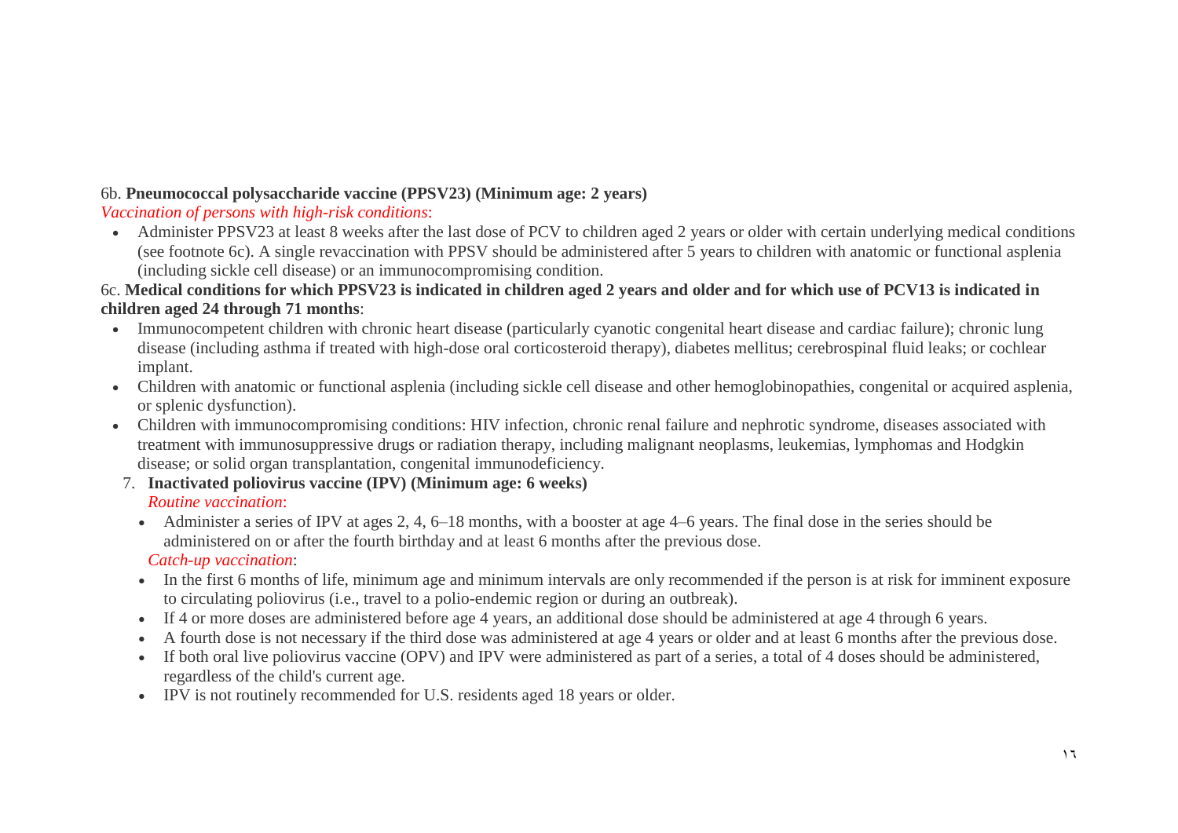6b. **Pneumococcal polysaccharide vaccine (PPSV23) (Minimum age: 2 years)**

*Vaccination of persons with high-risk conditions*:

- Administer PPSV23 at least 8 weeks after the last dose of PCV to children aged 2 years or older with certain underlying medical conditions (see footnote 6c). A single revaccination with PPSV should be administered after 5 years to children with anatomic or functional asplenia (including sickle cell disease) or an immunocompromising condition.

6c. **Medical conditions for which PPSV23 is indicated in children aged 2 years and older and for which use of PCV13 is indicated in children aged 24 through 71 months**:

- Immunocompetent children with chronic heart disease (particularly cyanotic congenital heart disease and cardiac failure); chronic lung disease (including asthma if treated with high-dose oral corticosteroid therapy), diabetes mellitus; cerebrospinal fluid leaks; or cochlear implant.
- Children with anatomic or functional asplenia (including sickle cell disease and other hemoglobinopathies, congenital or acquired asplenia, or splenic dysfunction).
- Children with immunocompromising conditions: HIV infection, chronic renal failure and nephrotic syndrome, diseases associated with treatment with immunosuppressive drugs or radiation therapy, including malignant neoplasms, leukemias, lymphomas and Hodgkin disease; or solid organ transplantation, congenital immunodeficiency.

7. **Inactivated poliovirus vaccine (IPV) (Minimum age: 6 weeks)**

   *Routine vaccination*:

   - Administer a series of IPV at ages 2, 4, 6–18 months, with a booster at age 4–6 years. The final dose in the series should be administered on or after the fourth birthday and at least 6 months after the previous dose.

   *Catch-up vaccination*:

   - In the first 6 months of life, minimum age and minimum intervals are only recommended if the person is at risk for imminent exposure to circulating poliovirus (i.e., travel to a polio-endemic region or during an outbreak).
   - If 4 or more doses are administered before age 4 years, an additional dose should be administered at age 4 through 6 years.
   - A fourth dose is not necessary if the third dose was administered at age 4 years or older and at least 6 months after the previous dose.
   - If both oral live poliovirus vaccine (OPV) and IPV were administered as part of a series, a total of 4 doses should be administered, regardless of the child's current age.
   - IPV is not routinely recommended for U.S. residents aged 18 years or older.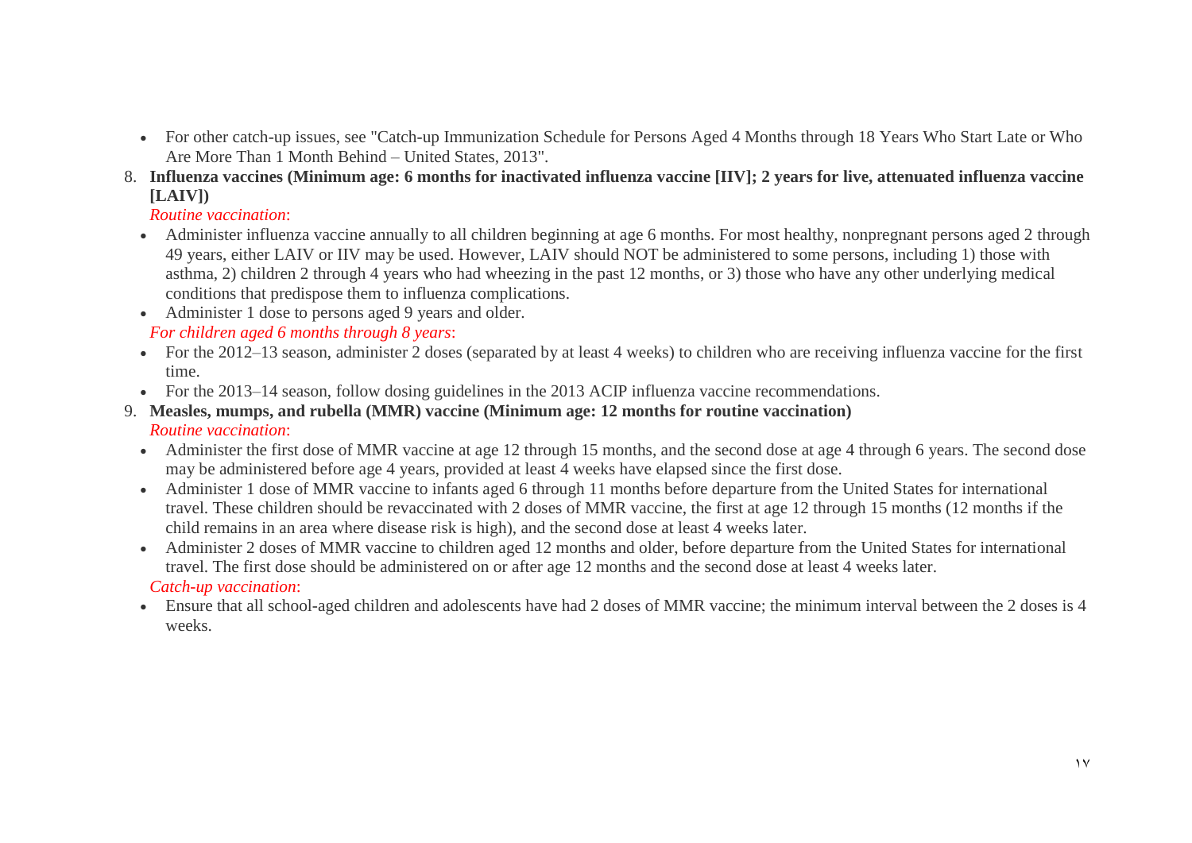- For other catch-up issues, see "Catch-up Immunization Schedule for Persons Aged 4 Months through 18 Years Who Start Late or Who Are More Than 1 Month Behind – United States, 2013".

8. **Influenza vaccines (Minimum age: 6 months for inactivated influenza vaccine [IIV]; 2 years for live, attenuated influenza vaccine [LAIV])**

   *Routine vaccination*:

   - Administer influenza vaccine annually to all children beginning at age 6 months. For most healthy, nonpregnant persons aged 2 through 49 years, either LAIV or IIV may be used. However, LAIV should NOT be administered to some persons, including 1) those with asthma, 2) children 2 through 4 years who had wheezing in the past 12 months, or 3) those who have any other underlying medical conditions that predispose them to influenza complications.
   - Administer 1 dose to persons aged 9 years and older.

   *For children aged 6 months through 8 years*:

   - For the 2012–13 season, administer 2 doses (separated by at least 4 weeks) to children who are receiving influenza vaccine for the first time.
   - For the 2013–14 season, follow dosing guidelines in the 2013 ACIP influenza vaccine recommendations.

9. **Measles, mumps, and rubella (MMR) vaccine (Minimum age: 12 months for routine vaccination)**

   *Routine vaccination*:

   - Administer the first dose of MMR vaccine at age 12 through 15 months, and the second dose at age 4 through 6 years. The second dose may be administered before age 4 years, provided at least 4 weeks have elapsed since the first dose.
   - Administer 1 dose of MMR vaccine to infants aged 6 through 11 months before departure from the United States for international travel. These children should be revaccinated with 2 doses of MMR vaccine, the first at age 12 through 15 months (12 months if the child remains in an area where disease risk is high), and the second dose at least 4 weeks later.
   - Administer 2 doses of MMR vaccine to children aged 12 months and older, before departure from the United States for international travel. The first dose should be administered on or after age 12 months and the second dose at least 4 weeks later.

   *Catch-up vaccination*:

   - Ensure that all school-aged children and adolescents have had 2 doses of MMR vaccine; the minimum interval between the 2 doses is 4 weeks.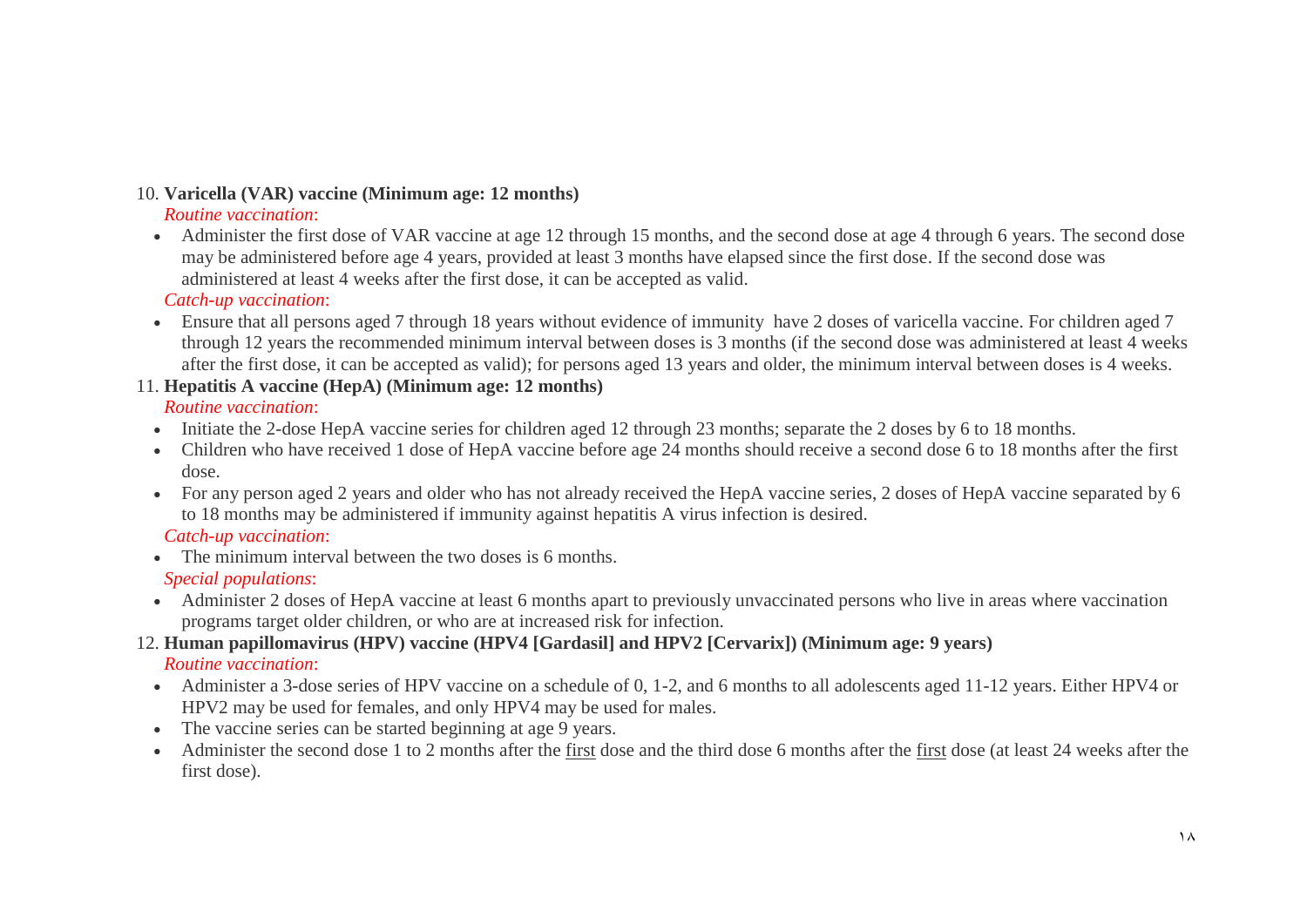10. **Varicella (VAR) vaccine (Minimum age: 12 months)**

    *Routine vaccination*:

    - Administer the first dose of VAR vaccine at age 12 through 15 months, and the second dose at age 4 through 6 years. The second dose may be administered before age 4 years, provided at least 3 months have elapsed since the first dose. If the second dose was administered at least 4 weeks after the first dose, it can be accepted as valid.

    *Catch-up vaccination*:

    - Ensure that all persons aged 7 through 18 years without evidence of immunity have 2 doses of varicella vaccine. For children aged 7 through 12 years the recommended minimum interval between doses is 3 months (if the second dose was administered at least 4 weeks after the first dose, it can be accepted as valid); for persons aged 13 years and older, the minimum interval between doses is 4 weeks.

11. **Hepatitis A vaccine (HepA) (Minimum age: 12 months)**

    *Routine vaccination*:

    - Initiate the 2-dose HepA vaccine series for children aged 12 through 23 months; separate the 2 doses by 6 to 18 months.
    - Children who have received 1 dose of HepA vaccine before age 24 months should receive a second dose 6 to 18 months after the first dose.
    - For any person aged 2 years and older who has not already received the HepA vaccine series, 2 doses of HepA vaccine separated by 6 to 18 months may be administered if immunity against hepatitis A virus infection is desired.

    *Catch-up vaccination*:

    - The minimum interval between the two doses is 6 months.

    *Special populations*:

    - Administer 2 doses of HepA vaccine at least 6 months apart to previously unvaccinated persons who live in areas where vaccination programs target older children, or who are at increased risk for infection.

12. **Human papillomavirus (HPV) vaccine (HPV4 [Gardasil] and HPV2 [Cervarix]) (Minimum age: 9 years)**

    *Routine vaccination*:

    - Administer a 3-dose series of HPV vaccine on a schedule of 0, 1-2, and 6 months to all adolescents aged 11-12 years. Either HPV4 or HPV2 may be used for females, and only HPV4 may be used for males.
    - The vaccine series can be started beginning at age 9 years.
    - Administer the second dose 1 to 2 months after the first dose and the third dose 6 months after the first dose (at least 24 weeks after the first dose).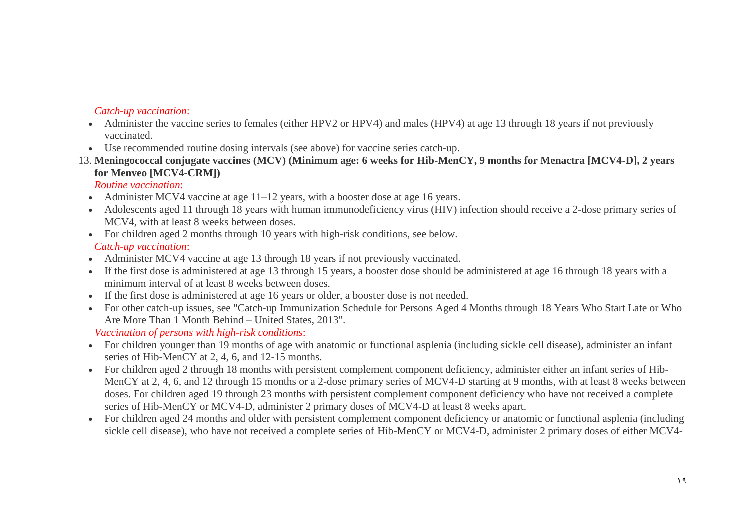*Catch-up vaccination*:

- Administer the vaccine series to females (either HPV2 or HPV4) and males (HPV4) at age 13 through 18 years if not previously vaccinated.
- Use recommended routine dosing intervals (see above) for vaccine series catch-up.

13. **Meningococcal conjugate vaccines (MCV) (Minimum age: 6 weeks for Hib-MenCY, 9 months for Menactra [MCV4-D], 2 years for Menveo [MCV4-CRM])**

*Routine vaccination*:

- Administer MCV4 vaccine at age 11–12 years, with a booster dose at age 16 years.
- Adolescents aged 11 through 18 years with human immunodeficiency virus (HIV) infection should receive a 2-dose primary series of MCV4, with at least 8 weeks between doses.
- For children aged 2 months through 10 years with high-risk conditions, see below.

*Catch-up vaccination*:

- Administer MCV4 vaccine at age 13 through 18 years if not previously vaccinated.
- If the first dose is administered at age 13 through 15 years, a booster dose should be administered at age 16 through 18 years with a minimum interval of at least 8 weeks between doses.
- If the first dose is administered at age 16 years or older, a booster dose is not needed.
- For other catch-up issues, see "Catch-up Immunization Schedule for Persons Aged 4 Months through 18 Years Who Start Late or Who Are More Than 1 Month Behind – United States, 2013".

*Vaccination of persons with high-risk conditions*:

- For children younger than 19 months of age with anatomic or functional asplenia (including sickle cell disease), administer an infant series of Hib-MenCY at 2, 4, 6, and 12-15 months.
- For children aged 2 through 18 months with persistent complement component deficiency, administer either an infant series of Hib-MenCY at 2, 4, 6, and 12 through 15 months or a 2-dose primary series of MCV4-D starting at 9 months, with at least 8 weeks between doses. For children aged 19 through 23 months with persistent complement component deficiency who have not received a complete series of Hib-MenCY or MCV4-D, administer 2 primary doses of MCV4-D at least 8 weeks apart.
- For children aged 24 months and older with persistent complement component deficiency or anatomic or functional asplenia (including sickle cell disease), who have not received a complete series of Hib-MenCY or MCV4-D, administer 2 primary doses of either MCV4-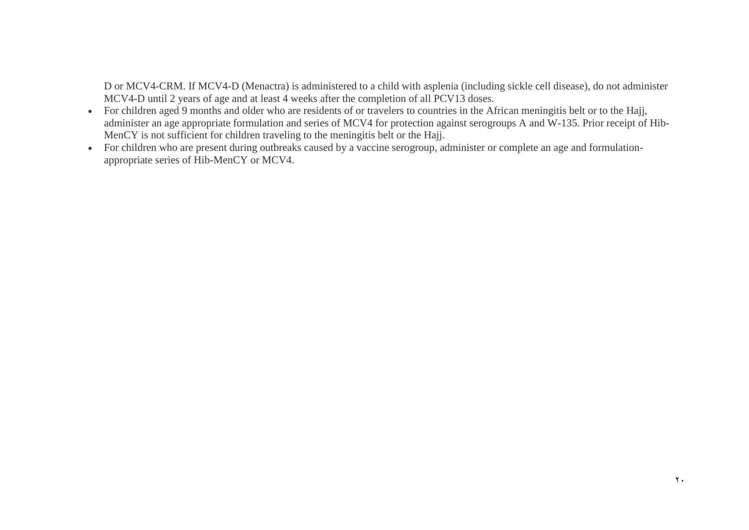D or MCV4-CRM. If MCV4-D (Menactra) is administered to a child with asplenia (including sickle cell disease), do not administer MCV4-D until 2 years of age and at least 4 weeks after the completion of all PCV13 doses.

- For children aged 9 months and older who are residents of or travelers to countries in the African meningitis belt or to the Hajj, administer an age appropriate formulation and series of MCV4 for protection against serogroups A and W-135. Prior receipt of Hib-MenCY is not sufficient for children traveling to the meningitis belt or the Hajj.
- For children who are present during outbreaks caused by a vaccine serogroup, administer or complete an age and formulation-appropriate series of Hib-MenCY or MCV4.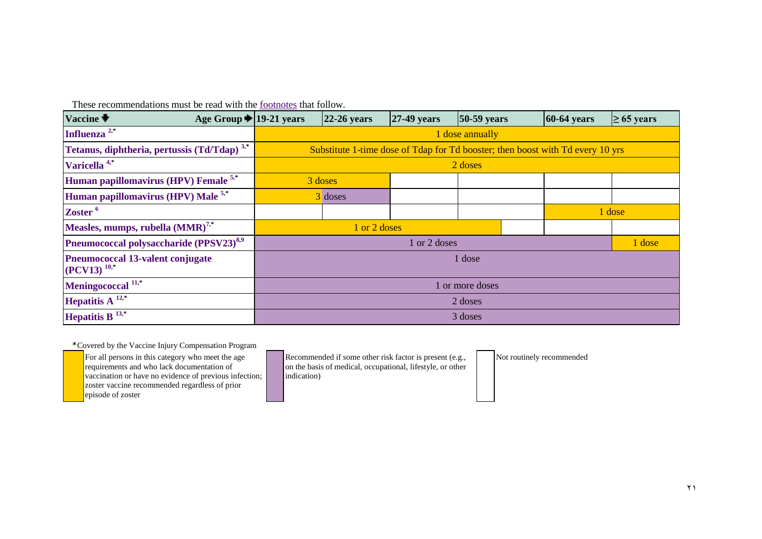These recommendations must be read with the footnotes that follow.

| Vaccine ▼ Age Group ► | 19-21 years | 22-26 years | 27-49 years | 50-59 years | 60-64 years | ≥ 65 years |
|---|---|---|---|---|---|---|
| Influenza [2,*] | 1 dose annually | | | | | |
| Tetanus, diphtheria, pertussis (Td/Tdap) [3,*] | Substitute 1-time dose of Tdap for Td booster; then boost with Td every 10 yrs | | | | | |
| Varicella [4,*] | 2 doses | | | | | |
| Human papillomavirus (HPV) Female [5,*] | 3 doses | | | | | |
| Human papillomavirus (HPV) Male [5,*] | 3 doses | | | | | |
| Zoster [6] | | | | | 1 dose | |
| Measles, mumps, rubella (MMR)[7,*] | 1 or 2 doses | | | | | |
| Pneumococcal polysaccharide (PPSV23)[8,9] | 1 or 2 doses | | | | | 1 dose |
| Pneumococcal 13-valent conjugate (PCV13) [10,*] | 1 dose | | | | | |
| Meningococcal [11,*] | 1 or more doses | | | | | |
| Hepatitis A [12,*] | 2 doses | | | | | |
| Hepatitis B [13,*] | 3 doses | | | | | |

*Covered by the Vaccine Injury Compensation Program

- For all persons in this category who meet the age requirements and who lack documentation of vaccination or have no evidence of previous infection; zoster vaccine recommended regardless of prior episode of zoster
- Recommended if some other risk factor is present (e.g., on the basis of medical, occupational, lifestyle, or other indication)
- Not routinely recommended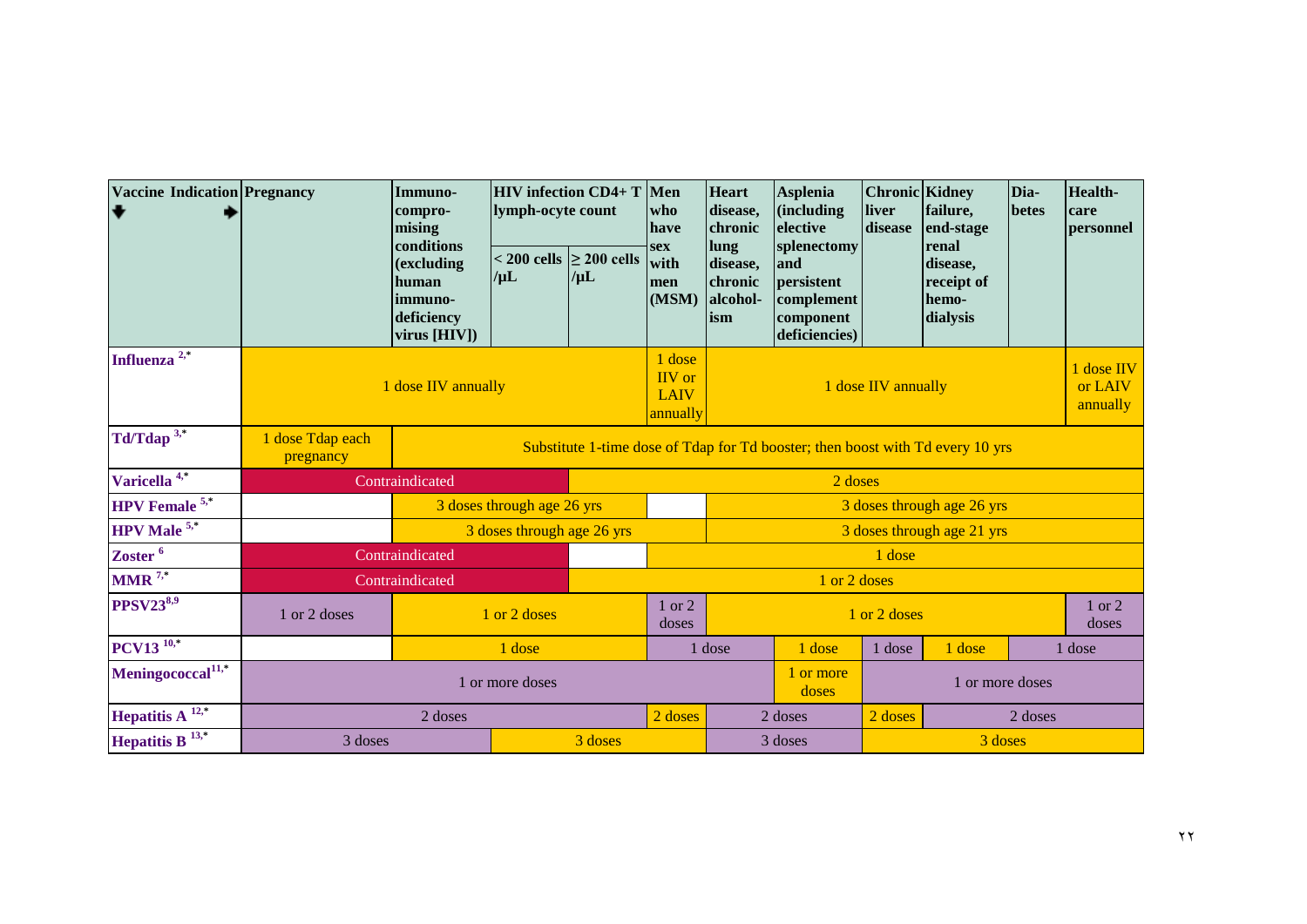| Vaccine Indication | Pregnancy | Immuno-compromising conditions (excluding human immuno-deficiency virus [HIV]) | HIV infection CD4+ T lymph-ocyte count | | Men who have sex with men (MSM) | Heart disease, chronic lung disease, chronic alcohol-ism | Asplenia (including elective splenectomy and persistent complement component deficiencies) | Chronic liver disease | Kidney failure, end-stage renal disease, receipt of hemo-dialysis | Dia-betes | Health-care personnel |
|---|---|---|---|---|---|---|---|---|---|---|---|
| | | | < 200 cells /µL | ≥ 200 cells /µL | | | | | | | |
| **Influenza** [2,*] | 1 dose IIV annually | | | | 1 dose IIV or LAIV annually | 1 dose IIV annually | | | | | 1 dose IIV or LAIV annually |
| **Td/Tdap** [3,*] | 1 dose Tdap each pregnancy | Substitute 1-time dose of Tdap for Td booster; then boost with Td every 10 yrs | | | | | | | | | |
| **Varicella** [4,*] | Contraindicated | | | 2 doses | | | | | | | |
| **HPV Female** [5,*] | | 3 doses through age 26 yrs | | | | 3 doses through age 26 yrs | | | | | |
| **HPV Male** [5,*] | | 3 doses through age 26 yrs | | | | 3 doses through age 21 yrs | | | | | |
| **Zoster** [6] | Contraindicated | | | | 1 dose | | | | | | |
| **MMR** [7,*] | Contraindicated | | | 1 or 2 doses | | | | | | | |
| **PPSV23** [8,9] | 1 or 2 doses | 1 or 2 doses | | | 1 or 2 doses | 1 or 2 doses | | | | | 1 or 2 doses |
| **PCV13** [10,*] | | 1 dose | | | 1 dose | | 1 dose | 1 dose | 1 dose | 1 dose | |
| **Meningococcal** [11,*] | 1 or more doses | | | | | | 1 or more doses | 1 or more doses | | | |
| **Hepatitis A** [12,*] | 2 doses | | | | 2 doses | 2 doses | | 2 doses | 2 doses | | |
| **Hepatitis B** [13,*] | 3 doses | | 3 doses | | | 3 doses | | 3 doses | | | |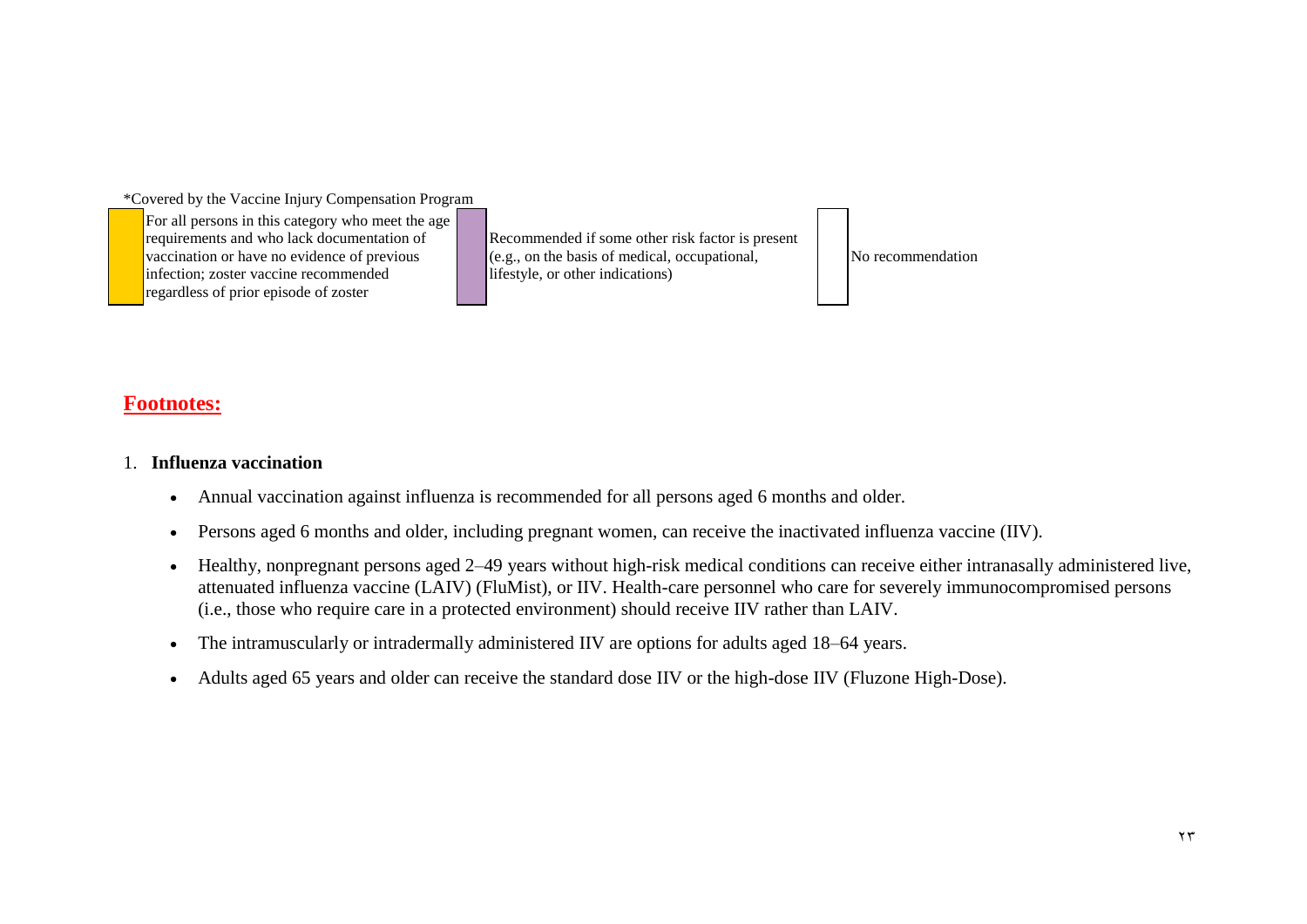*Covered by the Vaccine Injury Compensation Program

| | | | | | |
|---|---|---|---|---|---|
| (yellow) | For all persons in this category who meet the age requirements and who lack documentation of vaccination or have no evidence of previous infection; zoster vaccine recommended regardless of prior episode of zoster | (purple) | Recommended if some other risk factor is present (e.g., on the basis of medical, occupational, lifestyle, or other indications) | (blank) | No recommendation |

## Footnotes:

1. **Influenza vaccination**

   - Annual vaccination against influenza is recommended for all persons aged 6 months and older.
   - Persons aged 6 months and older, including pregnant women, can receive the inactivated influenza vaccine (IIV).
   - Healthy, nonpregnant persons aged 2–49 years without high-risk medical conditions can receive either intranasally administered live, attenuated influenza vaccine (LAIV) (FluMist), or IIV. Health-care personnel who care for severely immunocompromised persons (i.e., those who require care in a protected environment) should receive IIV rather than LAIV.
   - The intramuscularly or intradermally administered IIV are options for adults aged 18–64 years.
   - Adults aged 65 years and older can receive the standard dose IIV or the high-dose IIV (Fluzone High-Dose).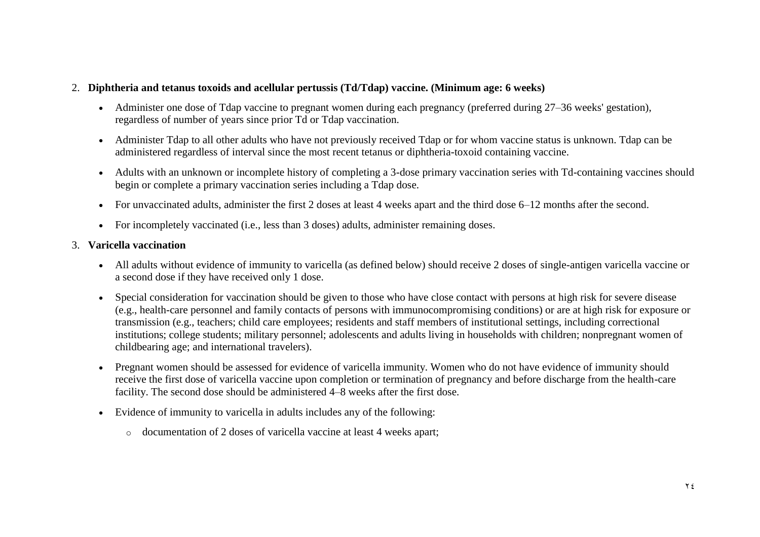2. **Diphtheria and tetanus toxoids and acellular pertussis (Td/Tdap) vaccine. (Minimum age: 6 weeks)**

    - Administer one dose of Tdap vaccine to pregnant women during each pregnancy (preferred during 27–36 weeks' gestation), regardless of number of years since prior Td or Tdap vaccination.
    - Administer Tdap to all other adults who have not previously received Tdap or for whom vaccine status is unknown. Tdap can be administered regardless of interval since the most recent tetanus or diphtheria-toxoid containing vaccine.
    - Adults with an unknown or incomplete history of completing a 3-dose primary vaccination series with Td-containing vaccines should begin or complete a primary vaccination series including a Tdap dose.
    - For unvaccinated adults, administer the first 2 doses at least 4 weeks apart and the third dose 6–12 months after the second.
    - For incompletely vaccinated (i.e., less than 3 doses) adults, administer remaining doses.

3. **Varicella vaccination**

    - All adults without evidence of immunity to varicella (as defined below) should receive 2 doses of single-antigen varicella vaccine or a second dose if they have received only 1 dose.
    - Special consideration for vaccination should be given to those who have close contact with persons at high risk for severe disease (e.g., health-care personnel and family contacts of persons with immunocompromising conditions) or are at high risk for exposure or transmission (e.g., teachers; child care employees; residents and staff members of institutional settings, including correctional institutions; college students; military personnel; adolescents and adults living in households with children; nonpregnant women of childbearing age; and international travelers).
    - Pregnant women should be assessed for evidence of varicella immunity. Women who do not have evidence of immunity should receive the first dose of varicella vaccine upon completion or termination of pregnancy and before discharge from the health-care facility. The second dose should be administered 4–8 weeks after the first dose.
    - Evidence of immunity to varicella in adults includes any of the following:
        - documentation of 2 doses of varicella vaccine at least 4 weeks apart;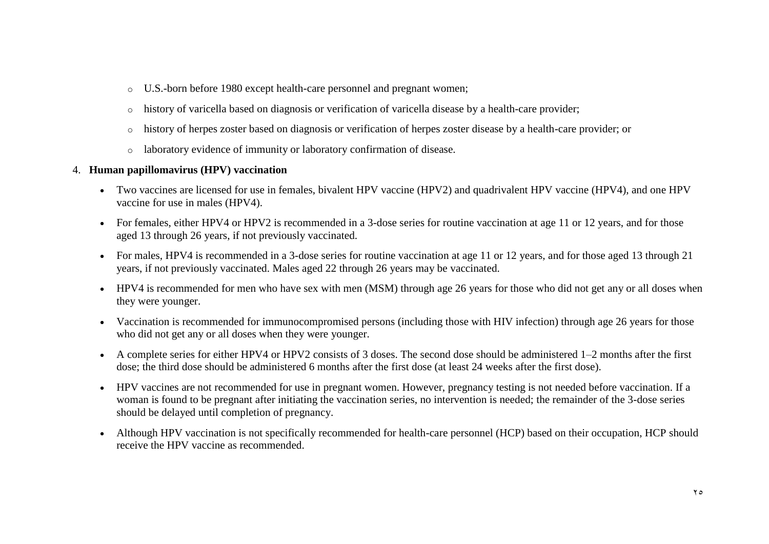- U.S.-born before 1980 except health-care personnel and pregnant women;
- history of varicella based on diagnosis or verification of varicella disease by a health-care provider;
- history of herpes zoster based on diagnosis or verification of herpes zoster disease by a health-care provider; or
- laboratory evidence of immunity or laboratory confirmation of disease.

4. **Human papillomavirus (HPV) vaccination**

- Two vaccines are licensed for use in females, bivalent HPV vaccine (HPV2) and quadrivalent HPV vaccine (HPV4), and one HPV vaccine for use in males (HPV4).
- For females, either HPV4 or HPV2 is recommended in a 3-dose series for routine vaccination at age 11 or 12 years, and for those aged 13 through 26 years, if not previously vaccinated.
- For males, HPV4 is recommended in a 3-dose series for routine vaccination at age 11 or 12 years, and for those aged 13 through 21 years, if not previously vaccinated. Males aged 22 through 26 years may be vaccinated.
- HPV4 is recommended for men who have sex with men (MSM) through age 26 years for those who did not get any or all doses when they were younger.
- Vaccination is recommended for immunocompromised persons (including those with HIV infection) through age 26 years for those who did not get any or all doses when they were younger.
- A complete series for either HPV4 or HPV2 consists of 3 doses. The second dose should be administered 1–2 months after the first dose; the third dose should be administered 6 months after the first dose (at least 24 weeks after the first dose).
- HPV vaccines are not recommended for use in pregnant women. However, pregnancy testing is not needed before vaccination. If a woman is found to be pregnant after initiating the vaccination series, no intervention is needed; the remainder of the 3-dose series should be delayed until completion of pregnancy.
- Although HPV vaccination is not specifically recommended for health-care personnel (HCP) based on their occupation, HCP should receive the HPV vaccine as recommended.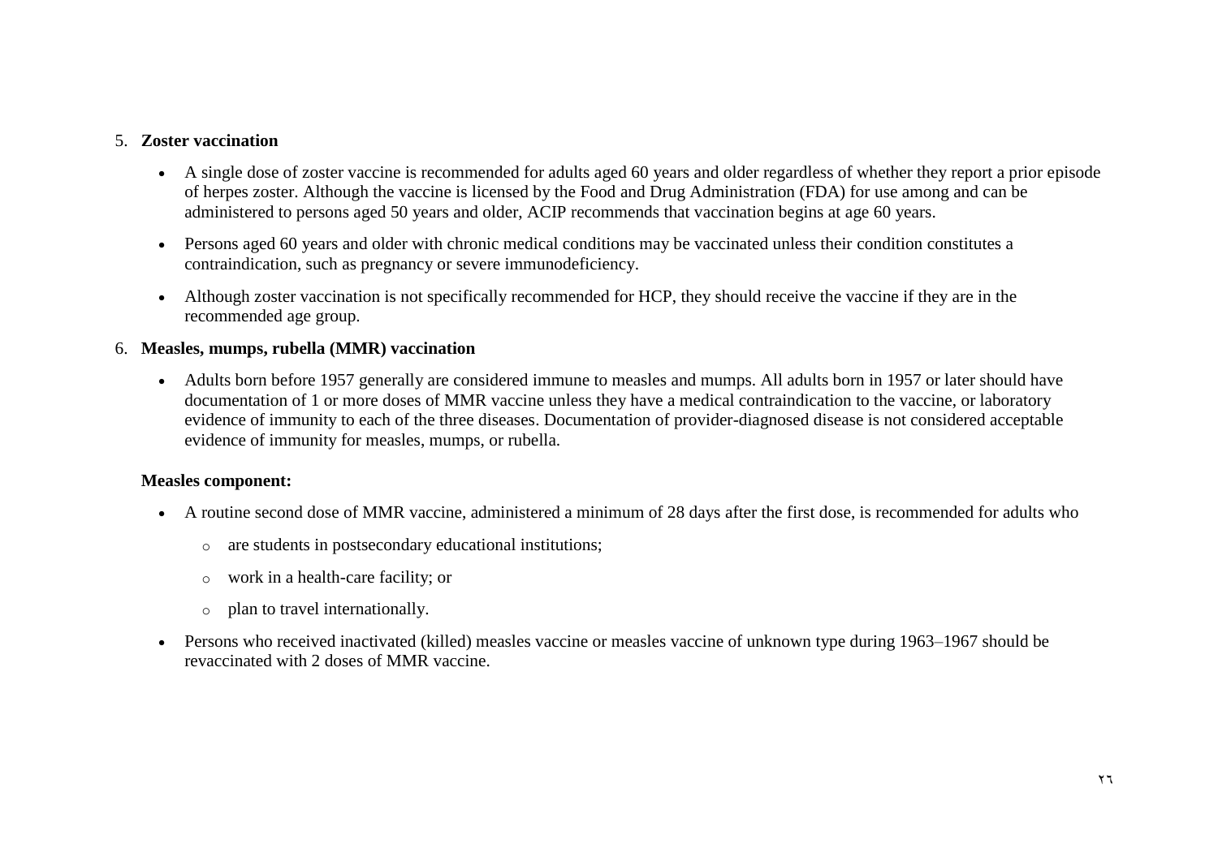5. **Zoster vaccination**

   - A single dose of zoster vaccine is recommended for adults aged 60 years and older regardless of whether they report a prior episode of herpes zoster. Although the vaccine is licensed by the Food and Drug Administration (FDA) for use among and can be administered to persons aged 50 years and older, ACIP recommends that vaccination begins at age 60 years.
   - Persons aged 60 years and older with chronic medical conditions may be vaccinated unless their condition constitutes a contraindication, such as pregnancy or severe immunodeficiency.
   - Although zoster vaccination is not specifically recommended for HCP, they should receive the vaccine if they are in the recommended age group.

6. **Measles, mumps, rubella (MMR) vaccination**

   - Adults born before 1957 generally are considered immune to measles and mumps. All adults born in 1957 or later should have documentation of 1 or more doses of MMR vaccine unless they have a medical contraindication to the vaccine, or laboratory evidence of immunity to each of the three diseases. Documentation of provider-diagnosed disease is not considered acceptable evidence of immunity for measles, mumps, or rubella.

   **Measles component:**

   - A routine second dose of MMR vaccine, administered a minimum of 28 days after the first dose, is recommended for adults who
     - are students in postsecondary educational institutions;
     - work in a health-care facility; or
     - plan to travel internationally.
   - Persons who received inactivated (killed) measles vaccine or measles vaccine of unknown type during 1963–1967 should be revaccinated with 2 doses of MMR vaccine.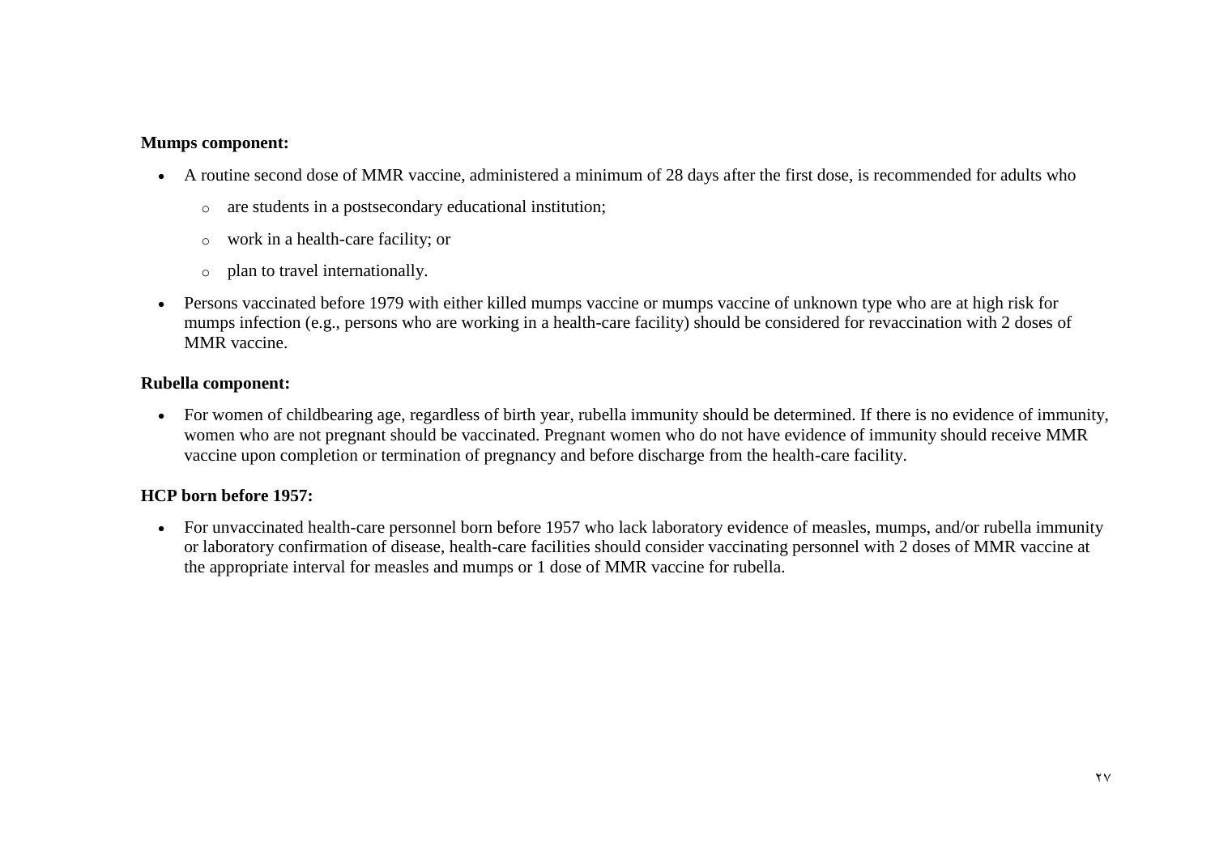**Mumps component:**

- A routine second dose of MMR vaccine, administered a minimum of 28 days after the first dose, is recommended for adults who
  - are students in a postsecondary educational institution;
  - work in a health-care facility; or
  - plan to travel internationally.
- Persons vaccinated before 1979 with either killed mumps vaccine or mumps vaccine of unknown type who are at high risk for mumps infection (e.g., persons who are working in a health-care facility) should be considered for revaccination with 2 doses of MMR vaccine.

**Rubella component:**

- For women of childbearing age, regardless of birth year, rubella immunity should be determined. If there is no evidence of immunity, women who are not pregnant should be vaccinated. Pregnant women who do not have evidence of immunity should receive MMR vaccine upon completion or termination of pregnancy and before discharge from the health-care facility.

**HCP born before 1957:**

- For unvaccinated health-care personnel born before 1957 who lack laboratory evidence of measles, mumps, and/or rubella immunity or laboratory confirmation of disease, health-care facilities should consider vaccinating personnel with 2 doses of MMR vaccine at the appropriate interval for measles and mumps or 1 dose of MMR vaccine for rubella.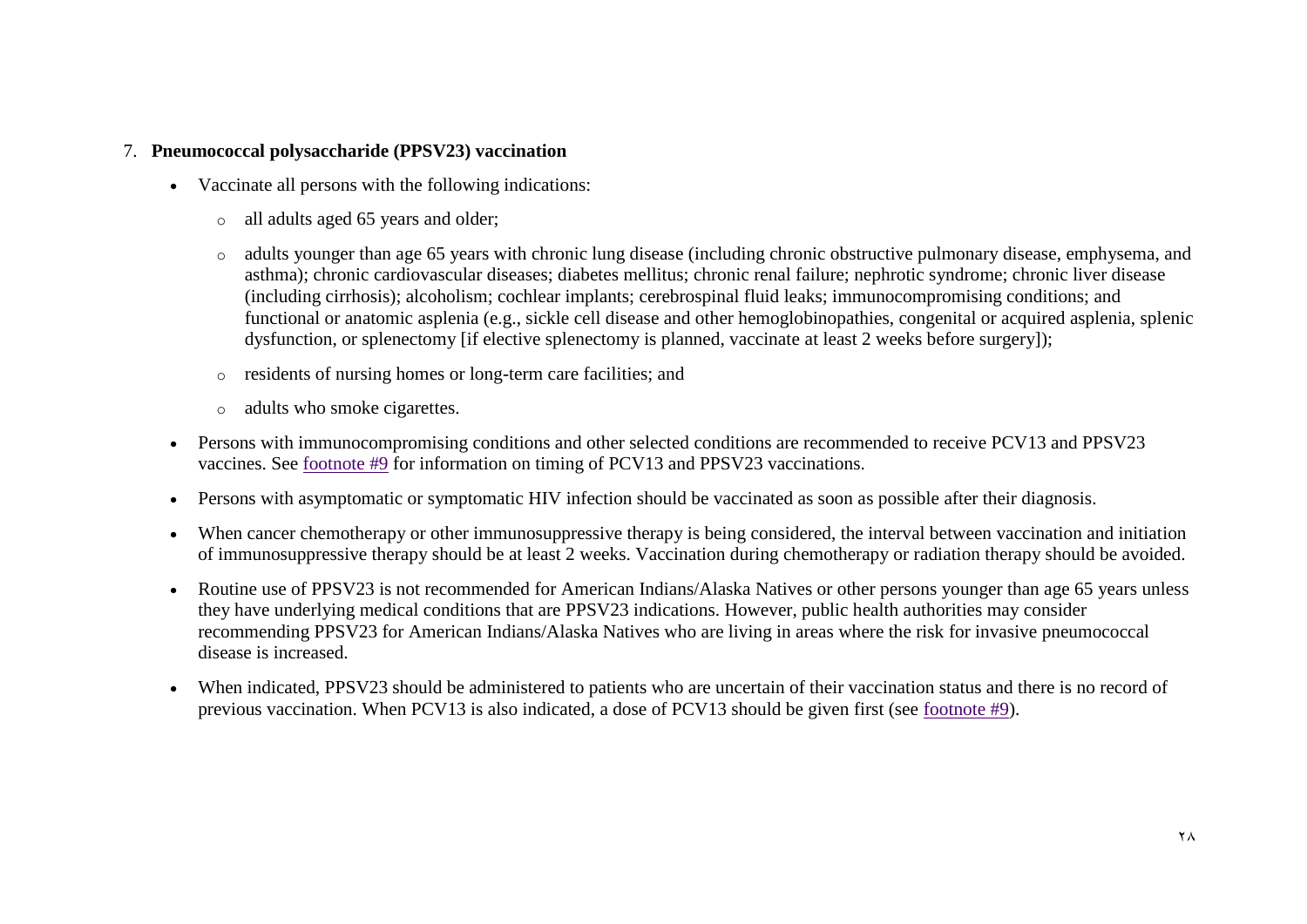7. **Pneumococcal polysaccharide (PPSV23) vaccination**

- Vaccinate all persons with the following indications:
  - all adults aged 65 years and older;
  - adults younger than age 65 years with chronic lung disease (including chronic obstructive pulmonary disease, emphysema, and asthma); chronic cardiovascular diseases; diabetes mellitus; chronic renal failure; nephrotic syndrome; chronic liver disease (including cirrhosis); alcoholism; cochlear implants; cerebrospinal fluid leaks; immunocompromising conditions; and functional or anatomic asplenia (e.g., sickle cell disease and other hemoglobinopathies, congenital or acquired asplenia, splenic dysfunction, or splenectomy [if elective splenectomy is planned, vaccinate at least 2 weeks before surgery]);
  - residents of nursing homes or long-term care facilities; and
  - adults who smoke cigarettes.
- Persons with immunocompromising conditions and other selected conditions are recommended to receive PCV13 and PPSV23 vaccines. See footnote #9 for information on timing of PCV13 and PPSV23 vaccinations.
- Persons with asymptomatic or symptomatic HIV infection should be vaccinated as soon as possible after their diagnosis.
- When cancer chemotherapy or other immunosuppressive therapy is being considered, the interval between vaccination and initiation of immunosuppressive therapy should be at least 2 weeks. Vaccination during chemotherapy or radiation therapy should be avoided.
- Routine use of PPSV23 is not recommended for American Indians/Alaska Natives or other persons younger than age 65 years unless they have underlying medical conditions that are PPSV23 indications. However, public health authorities may consider recommending PPSV23 for American Indians/Alaska Natives who are living in areas where the risk for invasive pneumococcal disease is increased.
- When indicated, PPSV23 should be administered to patients who are uncertain of their vaccination status and there is no record of previous vaccination. When PCV13 is also indicated, a dose of PCV13 should be given first (see footnote #9).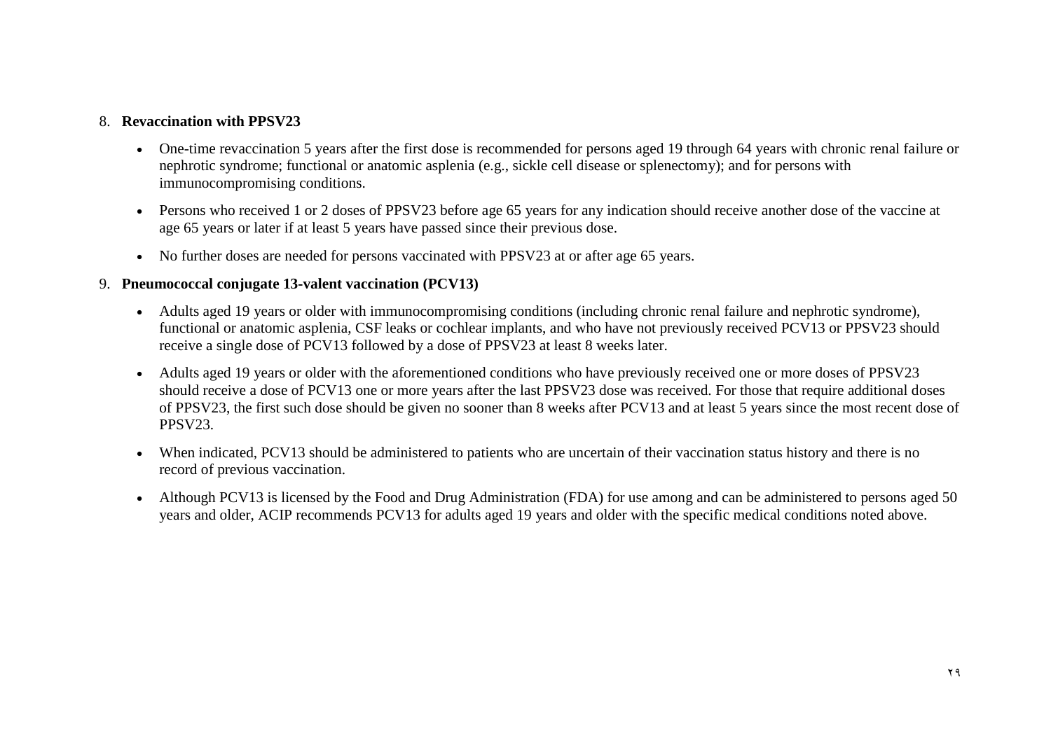8. **Revaccination with PPSV23**

- One-time revaccination 5 years after the first dose is recommended for persons aged 19 through 64 years with chronic renal failure or nephrotic syndrome; functional or anatomic asplenia (e.g., sickle cell disease or splenectomy); and for persons with immunocompromising conditions.
- Persons who received 1 or 2 doses of PPSV23 before age 65 years for any indication should receive another dose of the vaccine at age 65 years or later if at least 5 years have passed since their previous dose.
- No further doses are needed for persons vaccinated with PPSV23 at or after age 65 years.

9. **Pneumococcal conjugate 13-valent vaccination (PCV13)**

- Adults aged 19 years or older with immunocompromising conditions (including chronic renal failure and nephrotic syndrome), functional or anatomic asplenia, CSF leaks or cochlear implants, and who have not previously received PCV13 or PPSV23 should receive a single dose of PCV13 followed by a dose of PPSV23 at least 8 weeks later.
- Adults aged 19 years or older with the aforementioned conditions who have previously received one or more doses of PPSV23 should receive a dose of PCV13 one or more years after the last PPSV23 dose was received. For those that require additional doses of PPSV23, the first such dose should be given no sooner than 8 weeks after PCV13 and at least 5 years since the most recent dose of PPSV23.
- When indicated, PCV13 should be administered to patients who are uncertain of their vaccination status history and there is no record of previous vaccination.
- Although PCV13 is licensed by the Food and Drug Administration (FDA) for use among and can be administered to persons aged 50 years and older, ACIP recommends PCV13 for adults aged 19 years and older with the specific medical conditions noted above.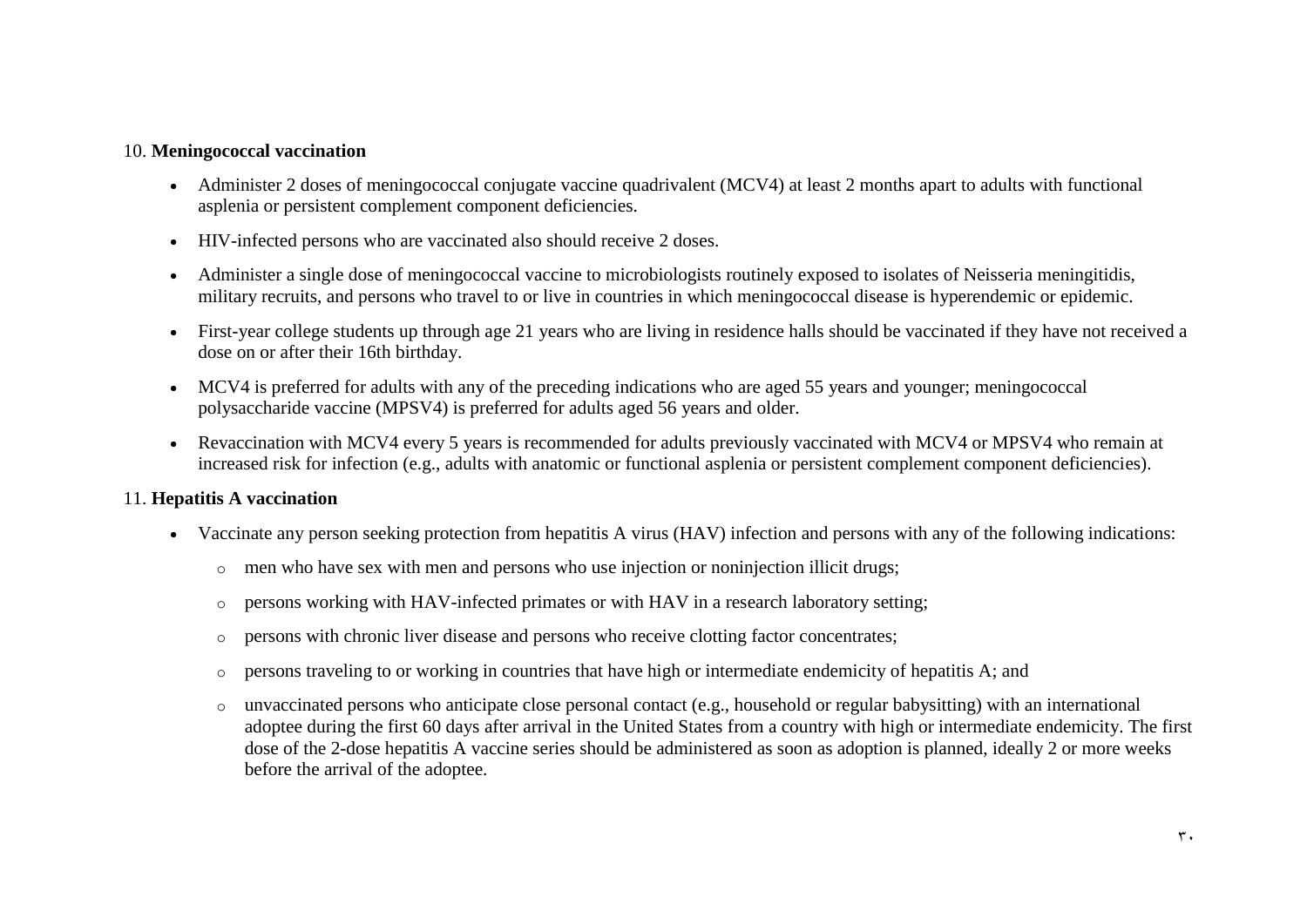10. **Meningococcal vaccination**

- Administer 2 doses of meningococcal conjugate vaccine quadrivalent (MCV4) at least 2 months apart to adults with functional asplenia or persistent complement component deficiencies.
- HIV-infected persons who are vaccinated also should receive 2 doses.
- Administer a single dose of meningococcal vaccine to microbiologists routinely exposed to isolates of Neisseria meningitidis, military recruits, and persons who travel to or live in countries in which meningococcal disease is hyperendemic or epidemic.
- First-year college students up through age 21 years who are living in residence halls should be vaccinated if they have not received a dose on or after their 16th birthday.
- MCV4 is preferred for adults with any of the preceding indications who are aged 55 years and younger; meningococcal polysaccharide vaccine (MPSV4) is preferred for adults aged 56 years and older.
- Revaccination with MCV4 every 5 years is recommended for adults previously vaccinated with MCV4 or MPSV4 who remain at increased risk for infection (e.g., adults with anatomic or functional asplenia or persistent complement component deficiencies).

11. **Hepatitis A vaccination**

- Vaccinate any person seeking protection from hepatitis A virus (HAV) infection and persons with any of the following indications:
  - men who have sex with men and persons who use injection or noninjection illicit drugs;
  - persons working with HAV-infected primates or with HAV in a research laboratory setting;
  - persons with chronic liver disease and persons who receive clotting factor concentrates;
  - persons traveling to or working in countries that have high or intermediate endemicity of hepatitis A; and
  - unvaccinated persons who anticipate close personal contact (e.g., household or regular babysitting) with an international adoptee during the first 60 days after arrival in the United States from a country with high or intermediate endemicity. The first dose of the 2-dose hepatitis A vaccine series should be administered as soon as adoption is planned, ideally 2 or more weeks before the arrival of the adoptee.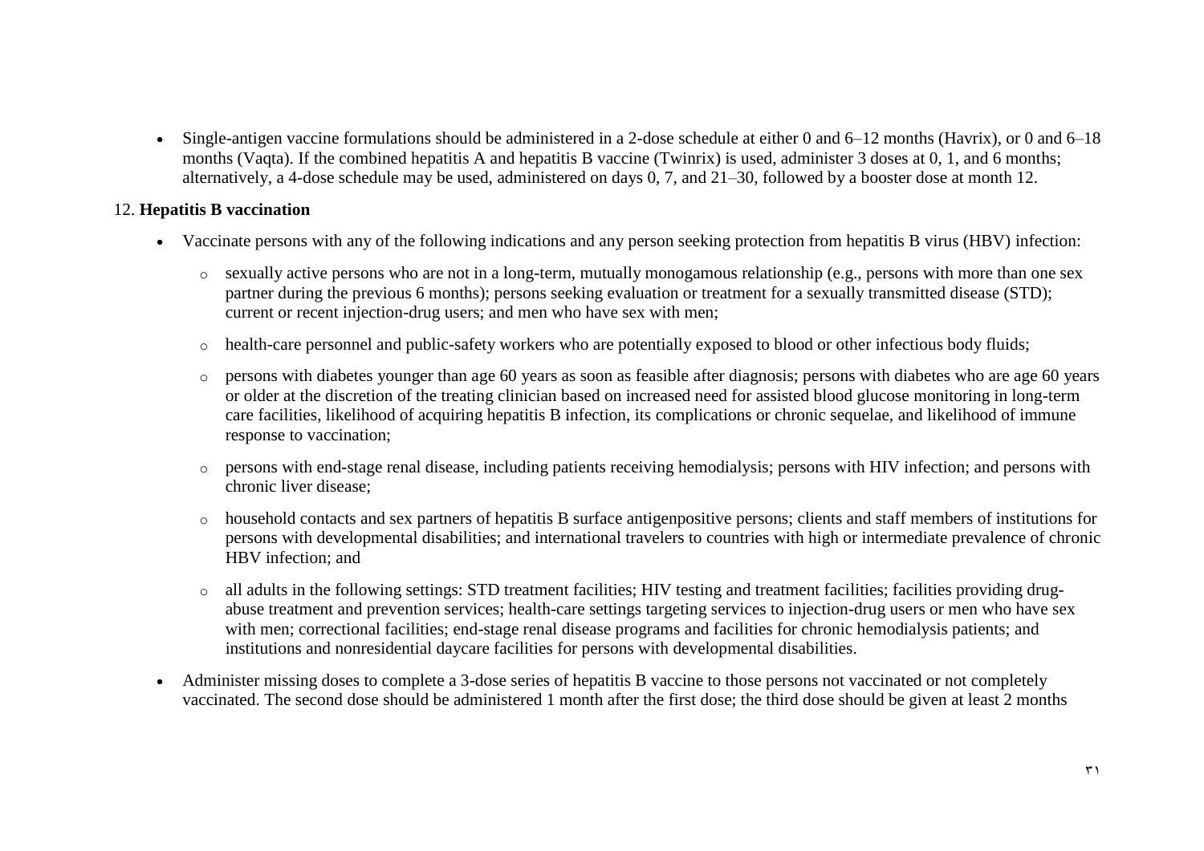- Single-antigen vaccine formulations should be administered in a 2-dose schedule at either 0 and 6–12 months (Havrix), or 0 and 6–18 months (Vaqta). If the combined hepatitis A and hepatitis B vaccine (Twinrix) is used, administer 3 doses at 0, 1, and 6 months; alternatively, a 4-dose schedule may be used, administered on days 0, 7, and 21–30, followed by a booster dose at month 12.

12. **Hepatitis B vaccination**

- Vaccinate persons with any of the following indications and any person seeking protection from hepatitis B virus (HBV) infection:
  - sexually active persons who are not in a long-term, mutually monogamous relationship (e.g., persons with more than one sex partner during the previous 6 months); persons seeking evaluation or treatment for a sexually transmitted disease (STD); current or recent injection-drug users; and men who have sex with men;
  - health-care personnel and public-safety workers who are potentially exposed to blood or other infectious body fluids;
  - persons with diabetes younger than age 60 years as soon as feasible after diagnosis; persons with diabetes who are age 60 years or older at the discretion of the treating clinician based on increased need for assisted blood glucose monitoring in long-term care facilities, likelihood of acquiring hepatitis B infection, its complications or chronic sequelae, and likelihood of immune response to vaccination;
  - persons with end-stage renal disease, including patients receiving hemodialysis; persons with HIV infection; and persons with chronic liver disease;
  - household contacts and sex partners of hepatitis B surface antigenpositive persons; clients and staff members of institutions for persons with developmental disabilities; and international travelers to countries with high or intermediate prevalence of chronic HBV infection; and
  - all adults in the following settings: STD treatment facilities; HIV testing and treatment facilities; facilities providing drug-abuse treatment and prevention services; health-care settings targeting services to injection-drug users or men who have sex with men; correctional facilities; end-stage renal disease programs and facilities for chronic hemodialysis patients; and institutions and nonresidential daycare facilities for persons with developmental disabilities.
- Administer missing doses to complete a 3-dose series of hepatitis B vaccine to those persons not vaccinated or not completely vaccinated. The second dose should be administered 1 month after the first dose; the third dose should be given at least 2 months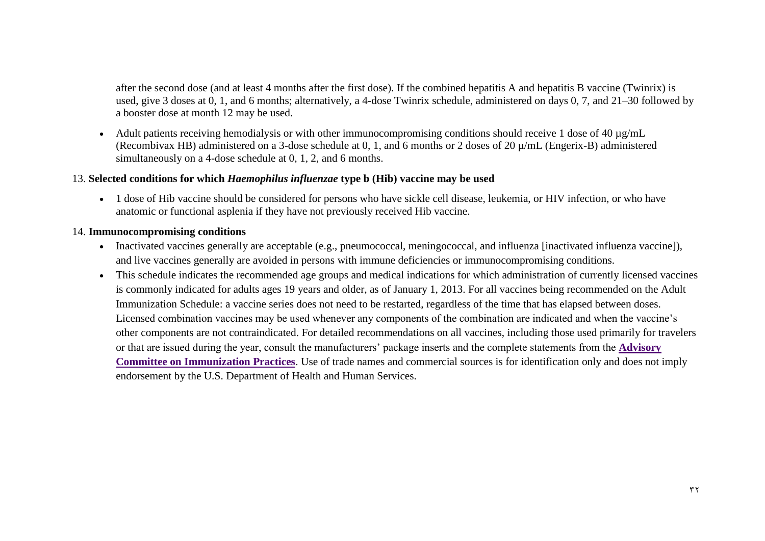after the second dose (and at least 4 months after the first dose). If the combined hepatitis A and hepatitis B vaccine (Twinrix) is used, give 3 doses at 0, 1, and 6 months; alternatively, a 4-dose Twinrix schedule, administered on days 0, 7, and 21–30 followed by a booster dose at month 12 may be used.

- Adult patients receiving hemodialysis or with other immunocompromising conditions should receive 1 dose of 40 µg/mL (Recombivax HB) administered on a 3-dose schedule at 0, 1, and 6 months or 2 doses of 20 µ/mL (Engerix-B) administered simultaneously on a 4-dose schedule at 0, 1, 2, and 6 months.

13. **Selected conditions for which *Haemophilus influenzae* type b (Hib) vaccine may be used**

- 1 dose of Hib vaccine should be considered for persons who have sickle cell disease, leukemia, or HIV infection, or who have anatomic or functional asplenia if they have not previously received Hib vaccine.

14. **Immunocompromising conditions**

- Inactivated vaccines generally are acceptable (e.g., pneumococcal, meningococcal, and influenza [inactivated influenza vaccine]), and live vaccines generally are avoided in persons with immune deficiencies or immunocompromising conditions.
- This schedule indicates the recommended age groups and medical indications for which administration of currently licensed vaccines is commonly indicated for adults ages 19 years and older, as of January 1, 2013. For all vaccines being recommended on the Adult Immunization Schedule: a vaccine series does not need to be restarted, regardless of the time that has elapsed between doses. Licensed combination vaccines may be used whenever any components of the combination are indicated and when the vaccine's other components are not contraindicated. For detailed recommendations on all vaccines, including those used primarily for travelers or that are issued during the year, consult the manufacturers' package inserts and the complete statements from the **Advisory Committee on Immunization Practices**. Use of trade names and commercial sources is for identification only and does not imply endorsement by the U.S. Department of Health and Human Services.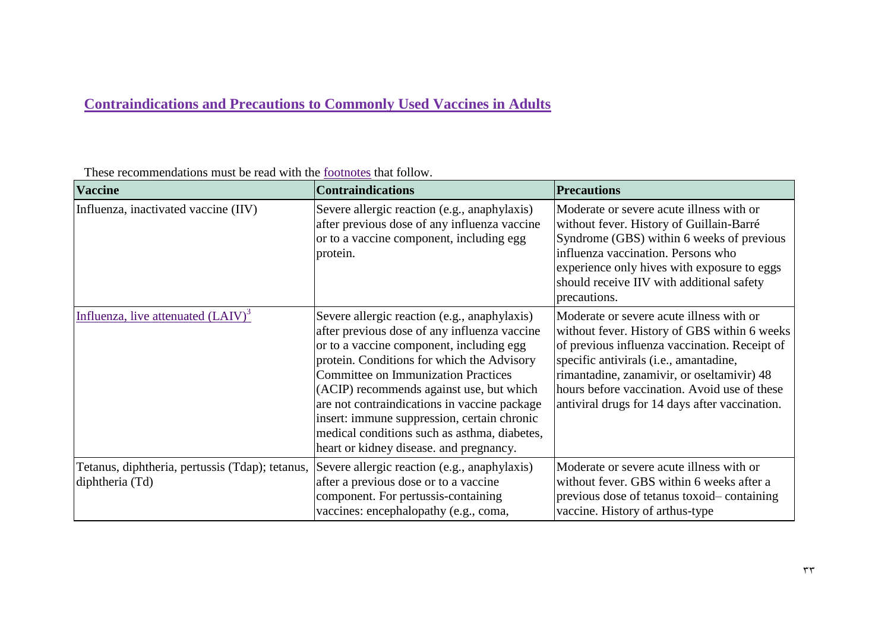## Contraindications and Precautions to Commonly Used Vaccines in Adults

These recommendations must be read with the footnotes that follow.

| Vaccine | Contraindications | Precautions |
|---|---|---|
| Influenza, inactivated vaccine (IIV) | Severe allergic reaction (e.g., anaphylaxis) after previous dose of any influenza vaccine or to a vaccine component, including egg protein. | Moderate or severe acute illness with or without fever. History of Guillain-Barré Syndrome (GBS) within 6 weeks of previous influenza vaccination. Persons who experience only hives with exposure to eggs should receive IIV with additional safety precautions. |
| Influenza, live attenuated (LAIV)[3] | Severe allergic reaction (e.g., anaphylaxis) after previous dose of any influenza vaccine or to a vaccine component, including egg protein. Conditions for which the Advisory Committee on Immunization Practices (ACIP) recommends against use, but which are not contraindications in vaccine package insert: immune suppression, certain chronic medical conditions such as asthma, diabetes, heart or kidney disease. and pregnancy. | Moderate or severe acute illness with or without fever. History of GBS within 6 weeks of previous influenza vaccination. Receipt of specific antivirals (i.e., amantadine, rimantadine, zanamivir, or oseltamivir) 48 hours before vaccination. Avoid use of these antiviral drugs for 14 days after vaccination. |
| Tetanus, diphtheria, pertussis (Tdap); tetanus, diphtheria (Td) | Severe allergic reaction (e.g., anaphylaxis) after a previous dose or to a vaccine component. For pertussis-containing vaccines: encephalopathy (e.g., coma, | Moderate or severe acute illness with or without fever. GBS within 6 weeks after a previous dose of tetanus toxoid– containing vaccine. History of arthus-type |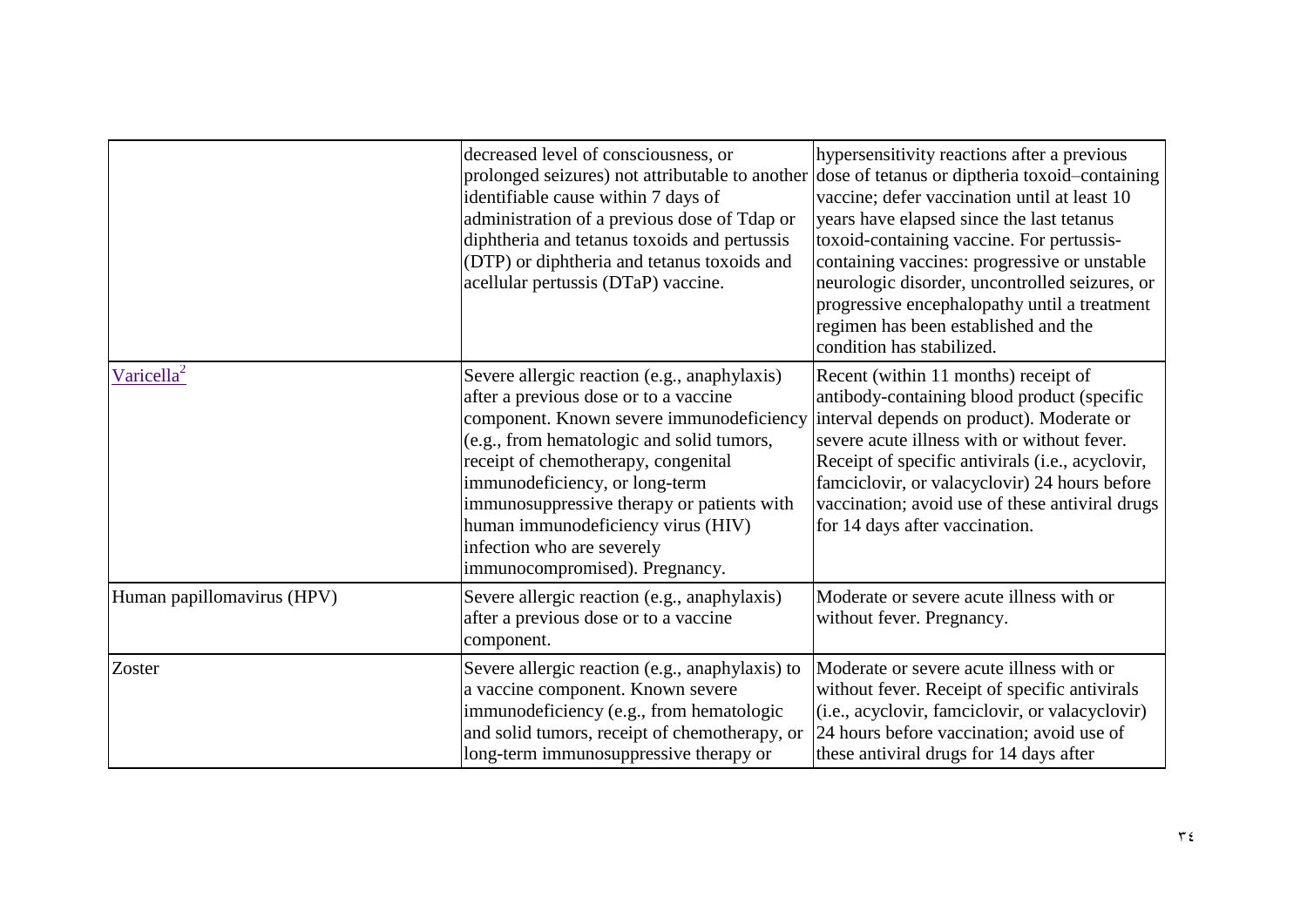|  |  |  |
|---|---|---|
|  | decreased level of consciousness, or prolonged seizures) not attributable to another identifiable cause within 7 days of administration of a previous dose of Tdap or diphtheria and tetanus toxoids and pertussis (DTP) or diphtheria and tetanus toxoids and acellular pertussis (DTaP) vaccine. | hypersensitivity reactions after a previous dose of tetanus or diptheria toxoid–containing vaccine; defer vaccination until at least 10 years have elapsed since the last tetanus toxoid-containing vaccine. For pertussis-containing vaccines: progressive or unstable neurologic disorder, uncontrolled seizures, or progressive encephalopathy until a treatment regimen has been established and the condition has stabilized. |
| Varicella[2] | Severe allergic reaction (e.g., anaphylaxis) after a previous dose or to a vaccine component. Known severe immunodeficiency (e.g., from hematologic and solid tumors, receipt of chemotherapy, congenital immunodeficiency, or long-term immunosuppressive therapy or patients with human immunodeficiency virus (HIV) infection who are severely immunocompromised). Pregnancy. | Recent (within 11 months) receipt of antibody-containing blood product (specific interval depends on product). Moderate or severe acute illness with or without fever. Receipt of specific antivirals (i.e., acyclovir, famciclovir, or valacyclovir) 24 hours before vaccination; avoid use of these antiviral drugs for 14 days after vaccination. |
| Human papillomavirus (HPV) | Severe allergic reaction (e.g., anaphylaxis) after a previous dose or to a vaccine component. | Moderate or severe acute illness with or without fever. Pregnancy. |
| Zoster | Severe allergic reaction (e.g., anaphylaxis) to a vaccine component. Known severe immunodeficiency (e.g., from hematologic and solid tumors, receipt of chemotherapy, or long-term immunosuppressive therapy or | Moderate or severe acute illness with or without fever. Receipt of specific antivirals (i.e., acyclovir, famciclovir, or valacyclovir) 24 hours before vaccination; avoid use of these antiviral drugs for 14 days after |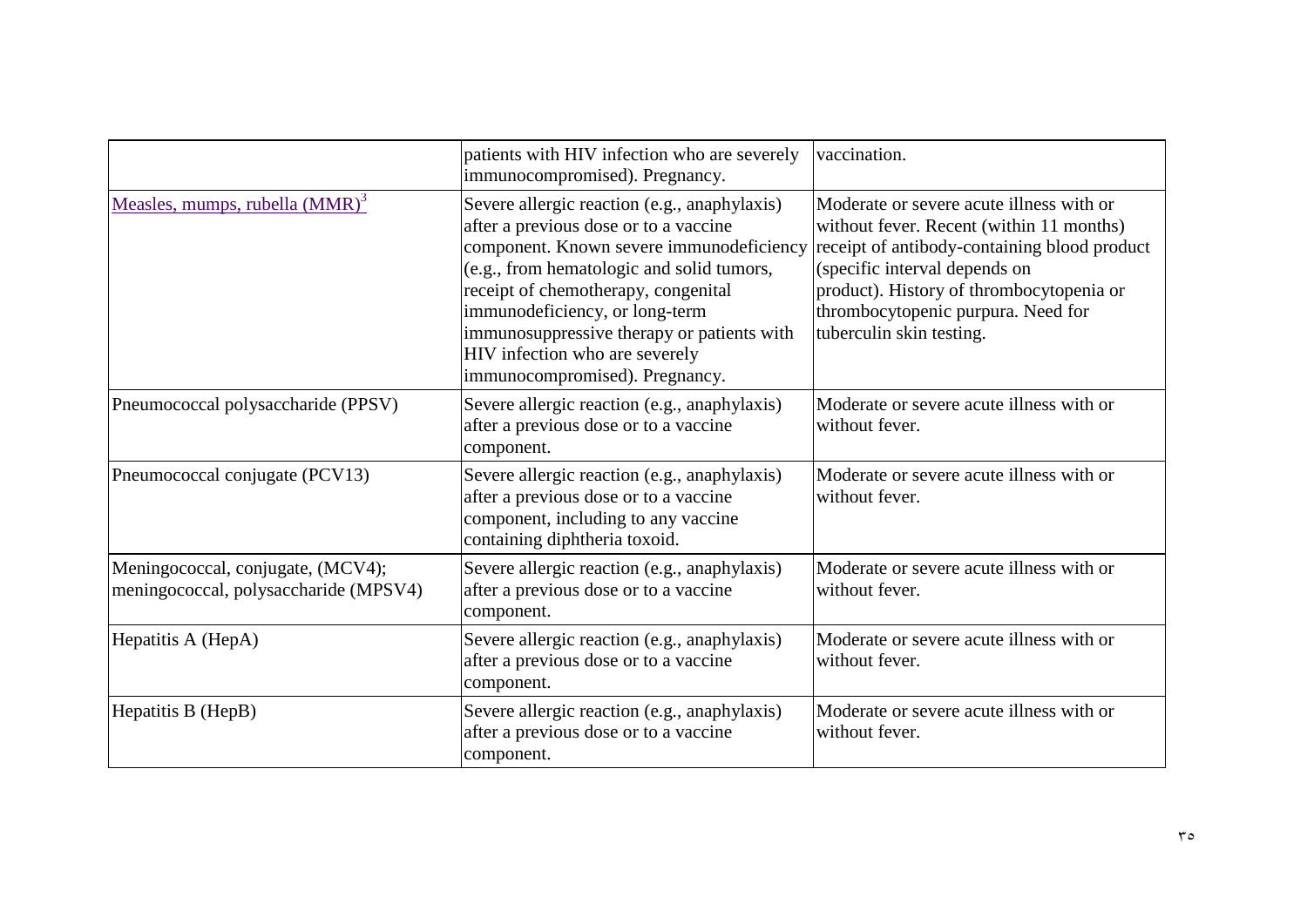| | | |
|---|---|---|
| | patients with HIV infection who are severely immunocompromised). Pregnancy. | vaccination. |
| Measles, mumps, rubella (MMR)[3] | Severe allergic reaction (e.g., anaphylaxis) after a previous dose or to a vaccine component. Known severe immunodeficiency (e.g., from hematologic and solid tumors, receipt of chemotherapy, congenital immunodeficiency, or long-term immunosuppressive therapy or patients with HIV infection who are severely immunocompromised). Pregnancy. | Moderate or severe acute illness with or without fever. Recent (within 11 months) receipt of antibody-containing blood product (specific interval depends on product). History of thrombocytopenia or thrombocytopenic purpura. Need for tuberculin skin testing. |
| Pneumococcal polysaccharide (PPSV) | Severe allergic reaction (e.g., anaphylaxis) after a previous dose or to a vaccine component. | Moderate or severe acute illness with or without fever. |
| Pneumococcal conjugate (PCV13) | Severe allergic reaction (e.g., anaphylaxis) after a previous dose or to a vaccine component, including to any vaccine containing diphtheria toxoid. | Moderate or severe acute illness with or without fever. |
| Meningococcal, conjugate, (MCV4); meningococcal, polysaccharide (MPSV4) | Severe allergic reaction (e.g., anaphylaxis) after a previous dose or to a vaccine component. | Moderate or severe acute illness with or without fever. |
| Hepatitis A (HepA) | Severe allergic reaction (e.g., anaphylaxis) after a previous dose or to a vaccine component. | Moderate or severe acute illness with or without fever. |
| Hepatitis B (HepB) | Severe allergic reaction (e.g., anaphylaxis) after a previous dose or to a vaccine component. | Moderate or severe acute illness with or without fever. |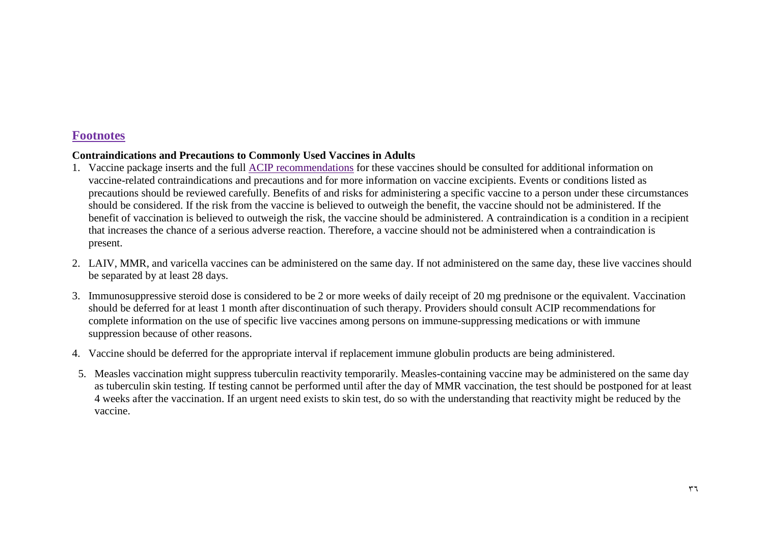## Footnotes

**Contraindications and Precautions to Commonly Used Vaccines in Adults**

1. Vaccine package inserts and the full ACIP recommendations for these vaccines should be consulted for additional information on vaccine-related contraindications and precautions and for more information on vaccine excipients. Events or conditions listed as precautions should be reviewed carefully. Benefits of and risks for administering a specific vaccine to a person under these circumstances should be considered. If the risk from the vaccine is believed to outweigh the benefit, the vaccine should not be administered. If the benefit of vaccination is believed to outweigh the risk, the vaccine should be administered. A contraindication is a condition in a recipient that increases the chance of a serious adverse reaction. Therefore, a vaccine should not be administered when a contraindication is present.

2. LAIV, MMR, and varicella vaccines can be administered on the same day. If not administered on the same day, these live vaccines should be separated by at least 28 days.

3. Immunosuppressive steroid dose is considered to be 2 or more weeks of daily receipt of 20 mg prednisone or the equivalent. Vaccination should be deferred for at least 1 month after discontinuation of such therapy. Providers should consult ACIP recommendations for complete information on the use of specific live vaccines among persons on immune-suppressing medications or with immune suppression because of other reasons.

4. Vaccine should be deferred for the appropriate interval if replacement immune globulin products are being administered.

5. Measles vaccination might suppress tuberculin reactivity temporarily. Measles-containing vaccine may be administered on the same day as tuberculin skin testing. If testing cannot be performed until after the day of MMR vaccination, the test should be postponed for at least 4 weeks after the vaccination. If an urgent need exists to skin test, do so with the understanding that reactivity might be reduced by the vaccine.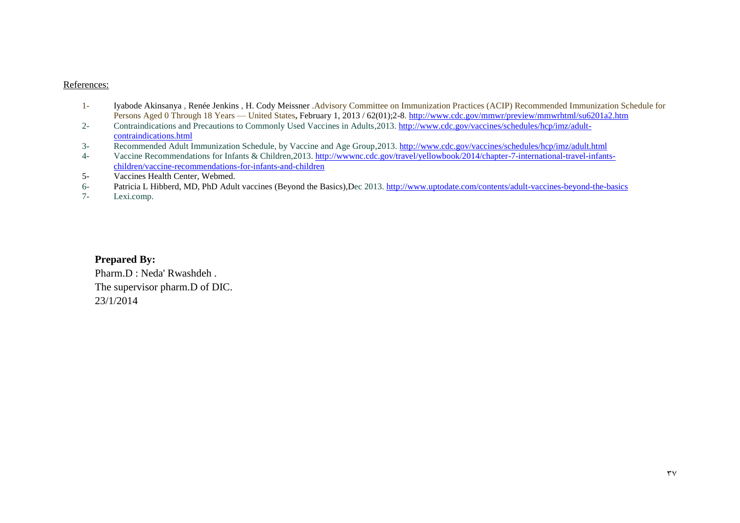References:

1- Iyabode Akinsanya , Renée Jenkins , H. Cody Meissner .Advisory Committee on Immunization Practices (ACIP) Recommended Immunization Schedule for Persons Aged 0 Through 18 Years — United States, February 1, 2013 / 62(01);2-8. http://www.cdc.gov/mmwr/preview/mmwrhtml/su6201a2.htm
2- Contraindications and Precautions to Commonly Used Vaccines in Adults,2013. http://www.cdc.gov/vaccines/schedules/hcp/imz/adult-contraindications.html
3- Recommended Adult Immunization Schedule, by Vaccine and Age Group,2013. http://www.cdc.gov/vaccines/schedules/hcp/imz/adult.html
4- Vaccine Recommendations for Infants & Children,2013. http://wwwnc.cdc.gov/travel/yellowbook/2014/chapter-7-international-travel-infants-children/vaccine-recommendations-for-infants-and-children
5- Vaccines Health Center, Webmed.
6- Patricia L Hibberd, MD, PhD Adult vaccines (Beyond the Basics),Dec 2013. http://www.uptodate.com/contents/adult-vaccines-beyond-the-basics
7- Lexi.comp.

**Prepared By:**

Pharm.D : Neda' Rwashdeh .

The supervisor pharm.D of DIC.

23/1/2014